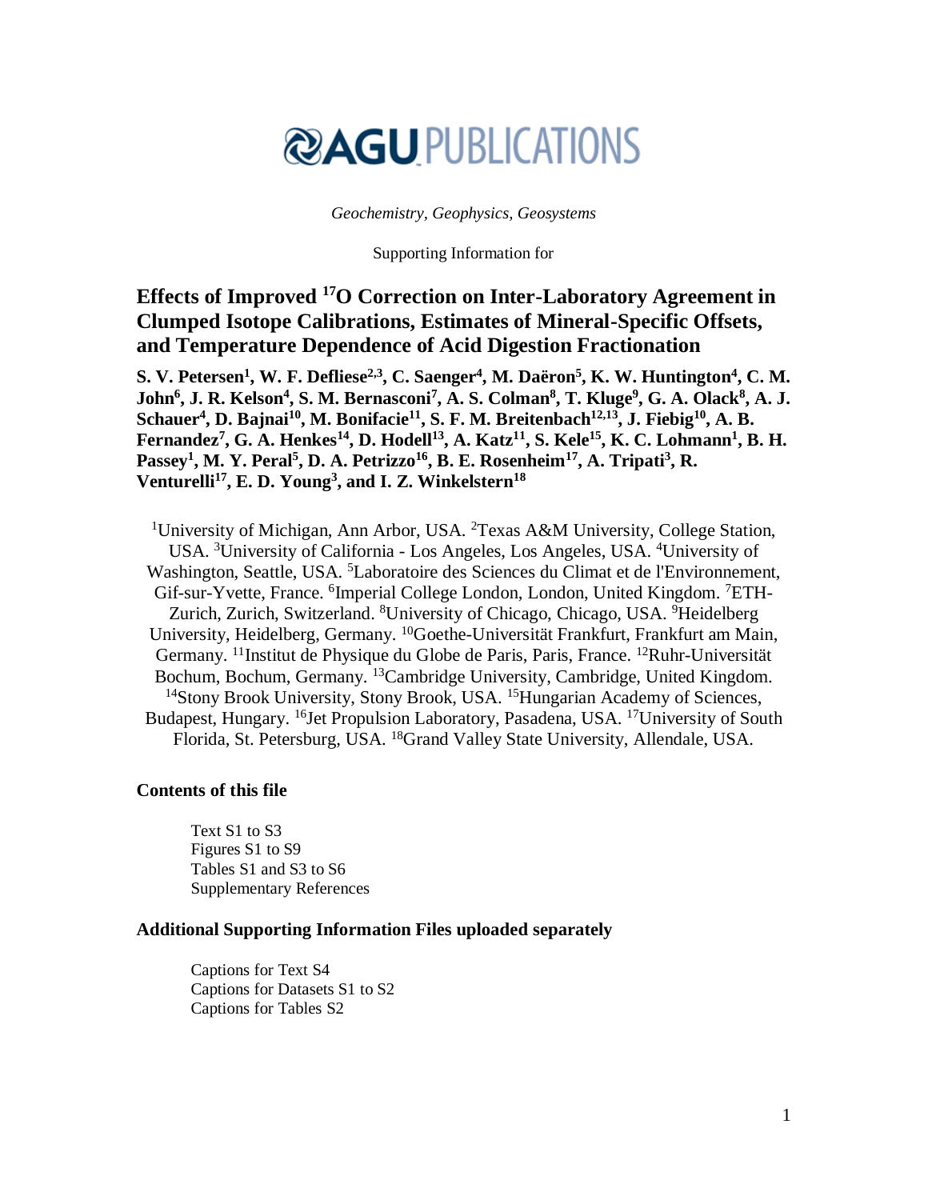# AGU PUBLICATIONS

*Geochemistry, Geophysics, Geosystems*

Supporting Information for

## Effects of Improved $^{17}O$ Correction on Inter-Laboratory Agreement in Clumped Isotope Calibrations, Estimates of Mineral-Specific Offsets, and Temperature Dependence of Acid Digestion Fractionation

**S. V. Petersen[1], W. F. Defliese[2,3], C. Saenger[4], M. Daëron[5], K. W. Huntington[4], C. M. John[6], J. R. Kelson[4], S. M. Bernasconi[7], A. S. Colman[8], T. Kluge[9], G. A. Olack[8], A. J. Schauer[4], D. Bajnai[10], M. Bonifacie[11], S. F. M. Breitenbach[12,13], J. Fiebig[10], A. B. Fernandez[7], G. A. Henkes[14], D. Hodell[13], A. Katz[11], S. Kele[15], K. C. Lohmann[1], B. H. Passey[1], M. Y. Peral[5], D. A. Petrizzo[16], B. E. Rosenheim[17], A. Tripati[3], R. Venturelli[17], E. D. Young[3], and I. Z. Winkelstern[18]**

[1]University of Michigan, Ann Arbor, USA. [2]Texas A&M University, College Station, USA. [3]University of California - Los Angeles, Los Angeles, USA. [4]University of Washington, Seattle, USA. [5]Laboratoire des Sciences du Climat et de l'Environnement, Gif-sur-Yvette, France. [6]Imperial College London, London, United Kingdom. [7]ETH-Zurich, Zurich, Switzerland. [8]University of Chicago, Chicago, USA. [9]Heidelberg University, Heidelberg, Germany. [10]Goethe-Universität Frankfurt, Frankfurt am Main, Germany. [11]Institut de Physique du Globe de Paris, Paris, France. [12]Ruhr-Universität Bochum, Bochum, Germany. [13]Cambridge University, Cambridge, United Kingdom. [14]Stony Brook University, Stony Brook, USA. [15]Hungarian Academy of Sciences, Budapest, Hungary. [16]Jet Propulsion Laboratory, Pasadena, USA. [17]University of South Florida, St. Petersburg, USA. [18]Grand Valley State University, Allendale, USA.

### Contents of this file

- Text S1 to S3
- Figures S1 to S9
- Tables S1 and S3 to S6
- Supplementary References

### Additional Supporting Information Files uploaded separately

- Captions for Text S4
- Captions for Datasets S1 to S2
- Captions for Tables S2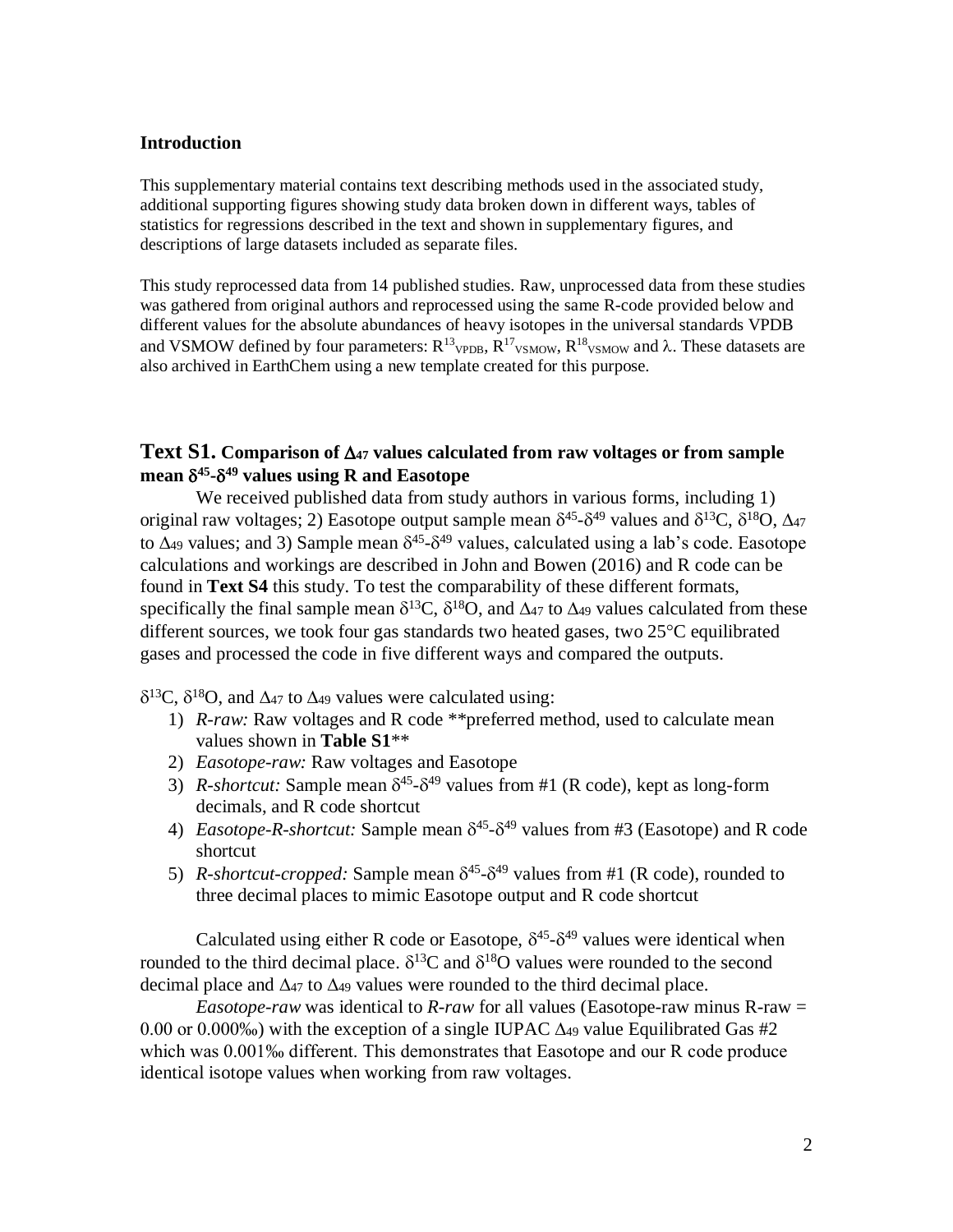## Introduction

This supplementary material contains text describing methods used in the associated study, additional supporting figures showing study data broken down in different ways, tables of statistics for regressions described in the text and shown in supplementary figures, and descriptions of large datasets included as separate files.

This study reprocessed data from 14 published studies. Raw, unprocessed data from these studies was gathered from original authors and reprocessed using the same R-code provided below and different values for the absolute abundances of heavy isotopes in the universal standards VPDB and VSMOW defined by four parameters: $R^{13}_{VPDB}$, $R^{17}_{VSMOW}$, $R^{18}_{VSMOW}$ and $\lambda$. These datasets are also archived in EarthChem using a new template created for this purpose.

## Text S1. Comparison of $\Delta_{47}$ values calculated from raw voltages or from sample mean $\delta^{45}$-$\delta^{49}$ values using R and Easotope

We received published data from study authors in various forms, including 1) original raw voltages; 2) Easotope output sample mean $\delta^{45}$-$\delta^{49}$ values and $\delta^{13}C$, $\delta^{18}O$, $\Delta_{47}$ to $\Delta_{49}$ values; and 3) Sample mean $\delta^{45}$-$\delta^{49}$ values, calculated using a lab's code. Easotope calculations and workings are described in John and Bowen (2016) and R code can be found in **Text S4** this study. To test the comparability of these different formats, specifically the final sample mean $\delta^{13}C$, $\delta^{18}O$, and $\Delta_{47}$ to $\Delta_{49}$ values calculated from these different sources, we took four gas standards two heated gases, two 25°C equilibrated gases and processed the code in five different ways and compared the outputs.

$\delta^{13}C$, $\delta^{18}O$, and $\Delta_{47}$ to $\Delta_{49}$ values were calculated using:

1) *R-raw:* Raw voltages and R code **preferred method, used to calculate mean values shown in **Table S1****
2) *Easotope-raw:* Raw voltages and Easotope
3) *R-shortcut:* Sample mean $\delta^{45}$-$\delta^{49}$ values from #1 (R code), kept as long-form decimals, and R code shortcut
4) *Easotope-R-shortcut:* Sample mean $\delta^{45}$-$\delta^{49}$ values from #3 (Easotope) and R code shortcut
5) *R-shortcut-cropped:* Sample mean $\delta^{45}$-$\delta^{49}$ values from #1 (R code), rounded to three decimal places to mimic Easotope output and R code shortcut

Calculated using either R code or Easotope, $\delta^{45}$-$\delta^{49}$ values were identical when rounded to the third decimal place. $\delta^{13}C$ and $\delta^{18}O$ values were rounded to the second decimal place and $\Delta_{47}$ to $\Delta_{49}$ values were rounded to the third decimal place.

*Easotope-raw* was identical to *R-raw* for all values (Easotope-raw minus R-raw = 0.00 or 0.000‰) with the exception of a single IUPAC $\Delta_{49}$ value Equilibrated Gas #2 which was 0.001‰ different. This demonstrates that Easotope and our R code produce identical isotope values when working from raw voltages.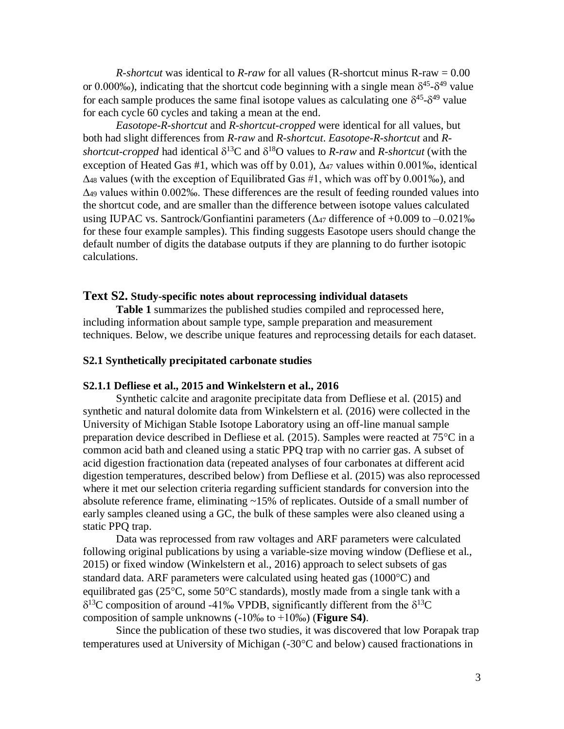*R-shortcut* was identical to *R-raw* for all values (R-shortcut minus R-raw = 0.00 or 0.000‰), indicating that the shortcut code beginning with a single mean $\delta^{45}$-$\delta^{49}$ value for each sample produces the same final isotope values as calculating one $\delta^{45}$-$\delta^{49}$ value for each cycle 60 cycles and taking a mean at the end.

*Easotope-R-shortcut* and *R-shortcut-cropped* were identical for all values, but both had slight differences from *R-raw* and *R-shortcut*. *Easotope-R-shortcut* and *R-shortcut-cropped* had identical $\delta^{13}C$ and $\delta^{18}O$ values to *R-raw* and *R-shortcut* (with the exception of Heated Gas #1, which was off by 0.01), $\Delta_{47}$ values within 0.001‰, identical $\Delta_{48}$ values (with the exception of Equilibrated Gas #1, which was off by 0.001‰), and $\Delta_{49}$ values within 0.002‰. These differences are the result of feeding rounded values into the shortcut code, and are smaller than the difference between isotope values calculated using IUPAC vs. Santrock/Gonfiantini parameters ($\Delta_{47}$ difference of +0.009 to –0.021‰ for these four example samples). This finding suggests Easotope users should change the default number of digits the database outputs if they are planning to do further isotopic calculations.

## Text S2. Study-specific notes about reprocessing individual datasets

**Table 1** summarizes the published studies compiled and reprocessed here, including information about sample type, sample preparation and measurement techniques. Below, we describe unique features and reprocessing details for each dataset.

### S2.1 Synthetically precipitated carbonate studies

#### S2.1.1 Defliese et al., 2015 and Winkelstern et al., 2016

Synthetic calcite and aragonite precipitate data from Defliese et al. (2015) and synthetic and natural dolomite data from Winkelstern et al. (2016) were collected in the University of Michigan Stable Isotope Laboratory using an off-line manual sample preparation device described in Defliese et al. (2015). Samples were reacted at 75°C in a common acid bath and cleaned using a static PPQ trap with no carrier gas. A subset of acid digestion fractionation data (repeated analyses of four carbonates at different acid digestion temperatures, described below) from Defliese et al. (2015) was also reprocessed where it met our selection criteria regarding sufficient standards for conversion into the absolute reference frame, eliminating ~15% of replicates. Outside of a small number of early samples cleaned using a GC, the bulk of these samples were also cleaned using a static PPQ trap.

Data was reprocessed from raw voltages and ARF parameters were calculated following original publications by using a variable-size moving window (Defliese et al., 2015) or fixed window (Winkelstern et al., 2016) approach to select subsets of gas standard data. ARF parameters were calculated using heated gas (1000°C) and equilibrated gas (25°C, some 50°C standards), mostly made from a single tank with a $\delta^{13}C$ composition of around -41‰ VPDB, significantly different from the $\delta^{13}C$ composition of sample unknowns (-10‰ to +10‰) (**Figure S4**).

Since the publication of these two studies, it was discovered that low Porapak trap temperatures used at University of Michigan (-30°C and below) caused fractionations in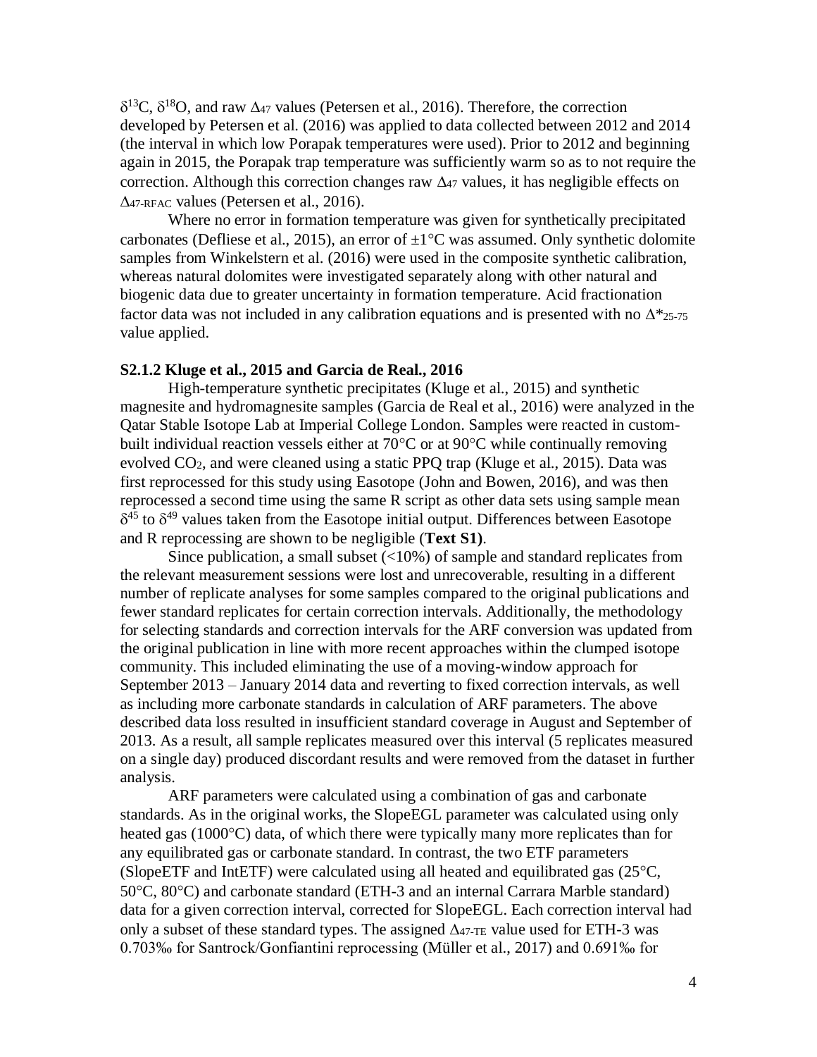$\delta^{13}C$, $\delta^{18}O$, and raw $\Delta_{47}$ values (Petersen et al., 2016). Therefore, the correction developed by Petersen et al. (2016) was applied to data collected between 2012 and 2014 (the interval in which low Porapak temperatures were used). Prior to 2012 and beginning again in 2015, the Porapak trap temperature was sufficiently warm so as to not require the correction. Although this correction changes raw $\Delta_{47}$ values, it has negligible effects on $\Delta_{47\text{-RFAC}}$ values (Petersen et al., 2016).

Where no error in formation temperature was given for synthetically precipitated carbonates (Defliese et al., 2015), an error of ±1°C was assumed. Only synthetic dolomite samples from Winkelstern et al. (2016) were used in the composite synthetic calibration, whereas natural dolomites were investigated separately along with other natural and biogenic data due to greater uncertainty in formation temperature. Acid fractionation factor data was not included in any calibration equations and is presented with no $\Delta^*_{25\text{-}75}$ value applied.

### S2.1.2 Kluge et al., 2015 and Garcia de Real., 2016

High-temperature synthetic precipitates (Kluge et al., 2015) and synthetic magnesite and hydromagnesite samples (Garcia de Real et al., 2016) were analyzed in the Qatar Stable Isotope Lab at Imperial College London. Samples were reacted in custom-built individual reaction vessels either at 70°C or at 90°C while continually removing evolved $CO_2$, and were cleaned using a static PPQ trap (Kluge et al., 2015). Data was first reprocessed for this study using Easotope (John and Bowen, 2016), and was then reprocessed a second time using the same R script as other data sets using sample mean $\delta^{45}$ to $\delta^{49}$ values taken from the Easotope initial output. Differences between Easotope and R reprocessing are shown to be negligible (**Text S1)**.

Since publication, a small subset (<10%) of sample and standard replicates from the relevant measurement sessions were lost and unrecoverable, resulting in a different number of replicate analyses for some samples compared to the original publications and fewer standard replicates for certain correction intervals. Additionally, the methodology for selecting standards and correction intervals for the ARF conversion was updated from the original publication in line with more recent approaches within the clumped isotope community. This included eliminating the use of a moving-window approach for September 2013 – January 2014 data and reverting to fixed correction intervals, as well as including more carbonate standards in calculation of ARF parameters. The above described data loss resulted in insufficient standard coverage in August and September of 2013. As a result, all sample replicates measured over this interval (5 replicates measured on a single day) produced discordant results and were removed from the dataset in further analysis.

ARF parameters were calculated using a combination of gas and carbonate standards. As in the original works, the SlopeEGL parameter was calculated using only heated gas (1000°C) data, of which there were typically many more replicates than for any equilibrated gas or carbonate standard. In contrast, the two ETF parameters (SlopeETF and IntETF) were calculated using all heated and equilibrated gas (25°C, 50°C, 80°C) and carbonate standard (ETH-3 and an internal Carrara Marble standard) data for a given correction interval, corrected for SlopeEGL. Each correction interval had only a subset of these standard types. The assigned $\Delta_{47\text{-TE}}$ value used for ETH-3 was 0.703‰ for Santrock/Gonfiantini reprocessing (Müller et al., 2017) and 0.691‰ for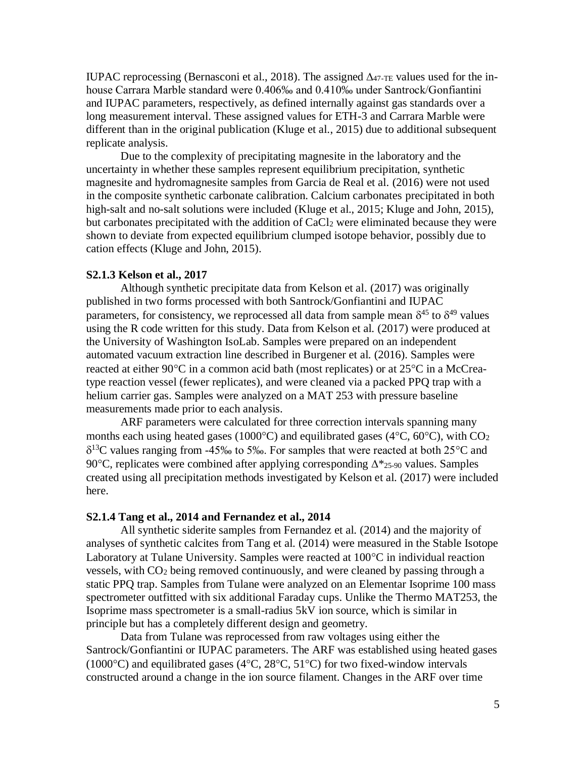IUPAC reprocessing (Bernasconi et al., 2018). The assigned $\Delta_{47\text{-TE}}$ values used for the in-house Carrara Marble standard were 0.406‰ and 0.410‰ under Santrock/Gonfiantini and IUPAC parameters, respectively, as defined internally against gas standards over a long measurement interval. These assigned values for ETH-3 and Carrara Marble were different than in the original publication (Kluge et al., 2015) due to additional subsequent replicate analysis.

Due to the complexity of precipitating magnesite in the laboratory and the uncertainty in whether these samples represent equilibrium precipitation, synthetic magnesite and hydromagnesite samples from Garcia de Real et al. (2016) were not used in the composite synthetic carbonate calibration. Calcium carbonates precipitated in both high-salt and no-salt solutions were included (Kluge et al., 2015; Kluge and John, 2015), but carbonates precipitated with the addition of $CaCl_2$ were eliminated because they were shown to deviate from expected equilibrium clumped isotope behavior, possibly due to cation effects (Kluge and John, 2015).

### S2.1.3 Kelson et al., 2017

Although synthetic precipitate data from Kelson et al. (2017) was originally published in two forms processed with both Santrock/Gonfiantini and IUPAC parameters, for consistency, we reprocessed all data from sample mean $\delta^{45}$ to $\delta^{49}$ values using the R code written for this study. Data from Kelson et al. (2017) were produced at the University of Washington IsoLab. Samples were prepared on an independent automated vacuum extraction line described in Burgener et al. (2016). Samples were reacted at either 90°C in a common acid bath (most replicates) or at 25°C in a McCrea-type reaction vessel (fewer replicates), and were cleaned via a packed PPQ trap with a helium carrier gas. Samples were analyzed on a MAT 253 with pressure baseline measurements made prior to each analysis.

ARF parameters were calculated for three correction intervals spanning many months each using heated gases (1000°C) and equilibrated gases (4°C, 60°C), with $CO_2$ $\delta^{13}C$ values ranging from -45‰ to 5‰. For samples that were reacted at both 25°C and 90°C, replicates were combined after applying corresponding $\Delta^*_{25\text{-}90}$ values. Samples created using all precipitation methods investigated by Kelson et al. (2017) were included here.

### S2.1.4 Tang et al., 2014 and Fernandez et al., 2014

All synthetic siderite samples from Fernandez et al. (2014) and the majority of analyses of synthetic calcites from Tang et al. (2014) were measured in the Stable Isotope Laboratory at Tulane University. Samples were reacted at 100°C in individual reaction vessels, with $CO_2$ being removed continuously, and were cleaned by passing through a static PPQ trap. Samples from Tulane were analyzed on an Elementar Isoprime 100 mass spectrometer outfitted with six additional Faraday cups. Unlike the Thermo MAT253, the Isoprime mass spectrometer is a small-radius 5kV ion source, which is similar in principle but has a completely different design and geometry.

Data from Tulane was reprocessed from raw voltages using either the Santrock/Gonfiantini or IUPAC parameters. The ARF was established using heated gases (1000°C) and equilibrated gases (4°C, 28°C, 51°C) for two fixed-window intervals constructed around a change in the ion source filament. Changes in the ARF over time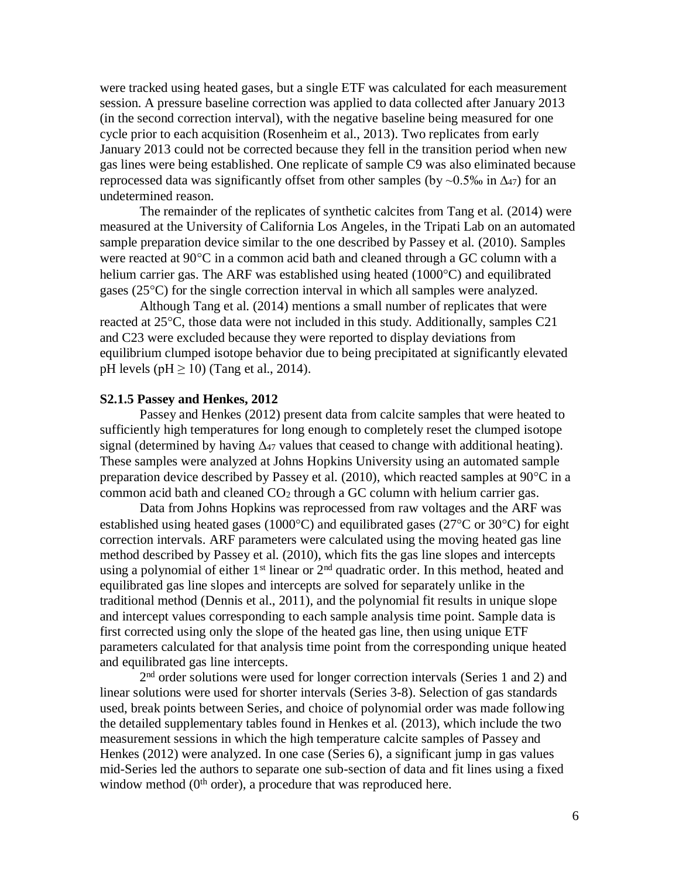were tracked using heated gases, but a single ETF was calculated for each measurement session. A pressure baseline correction was applied to data collected after January 2013 (in the second correction interval), with the negative baseline being measured for one cycle prior to each acquisition (Rosenheim et al., 2013). Two replicates from early January 2013 could not be corrected because they fell in the transition period when new gas lines were being established. One replicate of sample C9 was also eliminated because reprocessed data was significantly offset from other samples (by ~0.5‰ in $\Delta_{47}$) for an undetermined reason.

The remainder of the replicates of synthetic calcites from Tang et al. (2014) were measured at the University of California Los Angeles, in the Tripati Lab on an automated sample preparation device similar to the one described by Passey et al. (2010). Samples were reacted at 90°C in a common acid bath and cleaned through a GC column with a helium carrier gas. The ARF was established using heated (1000°C) and equilibrated gases (25°C) for the single correction interval in which all samples were analyzed.

Although Tang et al. (2014) mentions a small number of replicates that were reacted at 25°C, those data were not included in this study. Additionally, samples C21 and C23 were excluded because they were reported to display deviations from equilibrium clumped isotope behavior due to being precipitated at significantly elevated pH levels (pH $\geq$ 10) (Tang et al., 2014).

**S2.1.5 Passey and Henkes, 2012**

Passey and Henkes (2012) present data from calcite samples that were heated to sufficiently high temperatures for long enough to completely reset the clumped isotope signal (determined by having $\Delta_{47}$ values that ceased to change with additional heating). These samples were analyzed at Johns Hopkins University using an automated sample preparation device described by Passey et al. (2010), which reacted samples at 90°C in a common acid bath and cleaned $CO_2$ through a GC column with helium carrier gas.

Data from Johns Hopkins was reprocessed from raw voltages and the ARF was established using heated gases (1000°C) and equilibrated gases (27°C or 30°C) for eight correction intervals. ARF parameters were calculated using the moving heated gas line method described by Passey et al. (2010), which fits the gas line slopes and intercepts using a polynomial of either 1st linear or 2nd quadratic order. In this method, heated and equilibrated gas line slopes and intercepts are solved for separately unlike in the traditional method (Dennis et al., 2011), and the polynomial fit results in unique slope and intercept values corresponding to each sample analysis time point. Sample data is first corrected using only the slope of the heated gas line, then using unique ETF parameters calculated for that analysis time point from the corresponding unique heated and equilibrated gas line intercepts.

2nd order solutions were used for longer correction intervals (Series 1 and 2) and linear solutions were used for shorter intervals (Series 3-8). Selection of gas standards used, break points between Series, and choice of polynomial order was made following the detailed supplementary tables found in Henkes et al. (2013), which include the two measurement sessions in which the high temperature calcite samples of Passey and Henkes (2012) were analyzed. In one case (Series 6), a significant jump in gas values mid-Series led the authors to separate one sub-section of data and fit lines using a fixed window method (0th order), a procedure that was reproduced here.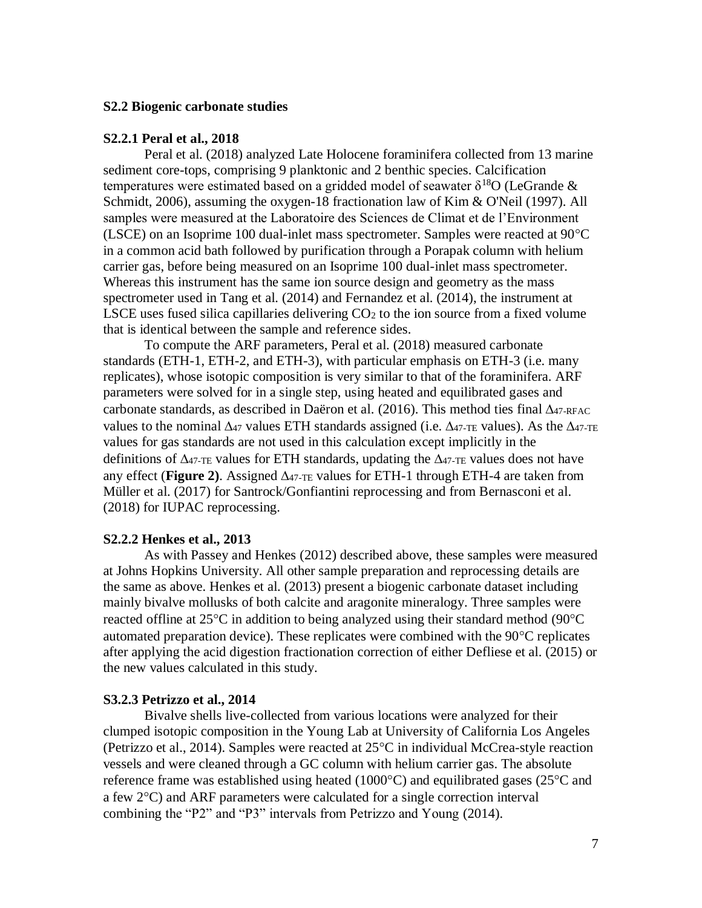### S2.2 Biogenic carbonate studies

#### S2.2.1 Peral et al., 2018

Peral et al. (2018) analyzed Late Holocene foraminifera collected from 13 marine sediment core-tops, comprising 9 planktonic and 2 benthic species. Calcification temperatures were estimated based on a gridded model of seawater $\delta^{18}O$ (LeGrande & Schmidt, 2006), assuming the oxygen-18 fractionation law of Kim & O'Neil (1997). All samples were measured at the Laboratoire des Sciences de Climat et de l'Environment (LSCE) on an Isoprime 100 dual-inlet mass spectrometer. Samples were reacted at 90°C in a common acid bath followed by purification through a Porapak column with helium carrier gas, before being measured on an Isoprime 100 dual-inlet mass spectrometer. Whereas this instrument has the same ion source design and geometry as the mass spectrometer used in Tang et al. (2014) and Fernandez et al. (2014), the instrument at LSCE uses fused silica capillaries delivering $CO_2$ to the ion source from a fixed volume that is identical between the sample and reference sides.

To compute the ARF parameters, Peral et al. (2018) measured carbonate standards (ETH-1, ETH-2, and ETH-3), with particular emphasis on ETH-3 (i.e. many replicates), whose isotopic composition is very similar to that of the foraminifera. ARF parameters were solved for in a single step, using heated and equilibrated gases and carbonate standards, as described in Daëron et al. (2016). This method ties final $\Delta_{47\text{-RFAC}}$ values to the nominal $\Delta_{47}$ values ETH standards assigned (i.e. $\Delta_{47\text{-TE}}$ values). As the $\Delta_{47\text{-TE}}$ values for gas standards are not used in this calculation except implicitly in the definitions of $\Delta_{47\text{-TE}}$ values for ETH standards, updating the $\Delta_{47\text{-TE}}$ values does not have any effect (**Figure 2)**. Assigned $\Delta_{47\text{-TE}}$ values for ETH-1 through ETH-4 are taken from Müller et al. (2017) for Santrock/Gonfiantini reprocessing and from Bernasconi et al. (2018) for IUPAC reprocessing.

#### S2.2.2 Henkes et al., 2013

As with Passey and Henkes (2012) described above, these samples were measured at Johns Hopkins University. All other sample preparation and reprocessing details are the same as above. Henkes et al. (2013) present a biogenic carbonate dataset including mainly bivalve mollusks of both calcite and aragonite mineralogy. Three samples were reacted offline at 25°C in addition to being analyzed using their standard method (90°C automated preparation device). These replicates were combined with the 90°C replicates after applying the acid digestion fractionation correction of either Defliese et al. (2015) or the new values calculated in this study.

#### S3.2.3 Petrizzo et al., 2014

Bivalve shells live-collected from various locations were analyzed for their clumped isotopic composition in the Young Lab at University of California Los Angeles (Petrizzo et al., 2014). Samples were reacted at 25°C in individual McCrea-style reaction vessels and were cleaned through a GC column with helium carrier gas. The absolute reference frame was established using heated (1000°C) and equilibrated gases (25°C and a few 2°C) and ARF parameters were calculated for a single correction interval combining the "P2" and "P3" intervals from Petrizzo and Young (2014).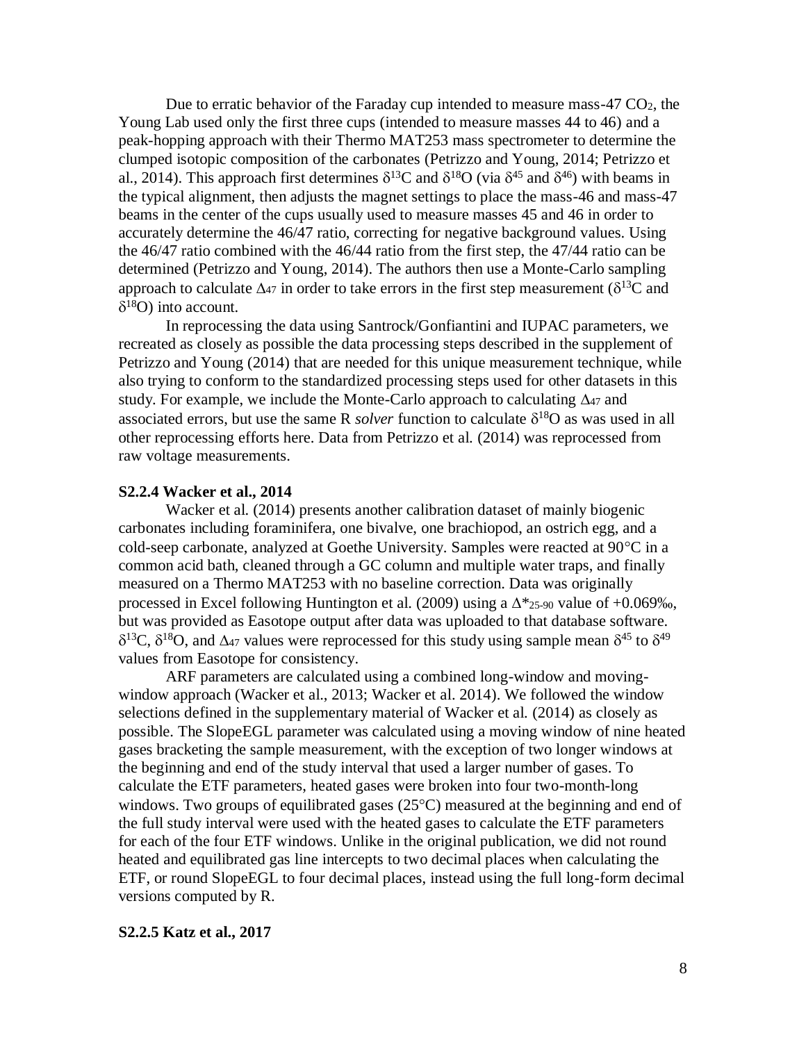Due to erratic behavior of the Faraday cup intended to measure mass-47 $CO_2$, the Young Lab used only the first three cups (intended to measure masses 44 to 46) and a peak-hopping approach with their Thermo MAT253 mass spectrometer to determine the clumped isotopic composition of the carbonates (Petrizzo and Young, 2014; Petrizzo et al., 2014). This approach first determines $\delta^{13}C$ and $\delta^{18}O$ (via $\delta^{45}$ and $\delta^{46}$) with beams in the typical alignment, then adjusts the magnet settings to place the mass-46 and mass-47 beams in the center of the cups usually used to measure masses 45 and 46 in order to accurately determine the 46/47 ratio, correcting for negative background values. Using the 46/47 ratio combined with the 46/44 ratio from the first step, the 47/44 ratio can be determined (Petrizzo and Young, 2014). The authors then use a Monte-Carlo sampling approach to calculate $\Delta_{47}$ in order to take errors in the first step measurement ($\delta^{13}C$ and $\delta^{18}O$) into account.

In reprocessing the data using Santrock/Gonfiantini and IUPAC parameters, we recreated as closely as possible the data processing steps described in the supplement of Petrizzo and Young (2014) that are needed for this unique measurement technique, while also trying to conform to the standardized processing steps used for other datasets in this study. For example, we include the Monte-Carlo approach to calculating $\Delta_{47}$ and associated errors, but use the same R *solver* function to calculate $\delta^{18}O$ as was used in all other reprocessing efforts here. Data from Petrizzo et al. (2014) was reprocessed from raw voltage measurements.

**S2.2.4 Wacker et al., 2014**

Wacker et al. (2014) presents another calibration dataset of mainly biogenic carbonates including foraminifera, one bivalve, one brachiopod, an ostrich egg, and a cold-seep carbonate, analyzed at Goethe University. Samples were reacted at 90°C in a common acid bath, cleaned through a GC column and multiple water traps, and finally measured on a Thermo MAT253 with no baseline correction. Data was originally processed in Excel following Huntington et al. (2009) using a $\Delta^*_{25\text{-}90}$ value of +0.069‰, but was provided as Easotope output after data was uploaded to that database software. $\delta^{13}C$, $\delta^{18}O$, and $\Delta_{47}$ values were reprocessed for this study using sample mean $\delta^{45}$ to $\delta^{49}$ values from Easotope for consistency.

ARF parameters are calculated using a combined long-window and moving-window approach (Wacker et al., 2013; Wacker et al. 2014). We followed the window selections defined in the supplementary material of Wacker et al. (2014) as closely as possible. The SlopeEGL parameter was calculated using a moving window of nine heated gases bracketing the sample measurement, with the exception of two longer windows at the beginning and end of the study interval that used a larger number of gases. To calculate the ETF parameters, heated gases were broken into four two-month-long windows. Two groups of equilibrated gases (25°C) measured at the beginning and end of the full study interval were used with the heated gases to calculate the ETF parameters for each of the four ETF windows. Unlike in the original publication, we did not round heated and equilibrated gas line intercepts to two decimal places when calculating the ETF, or round SlopeEGL to four decimal places, instead using the full long-form decimal versions computed by R.

**S2.2.5 Katz et al., 2017**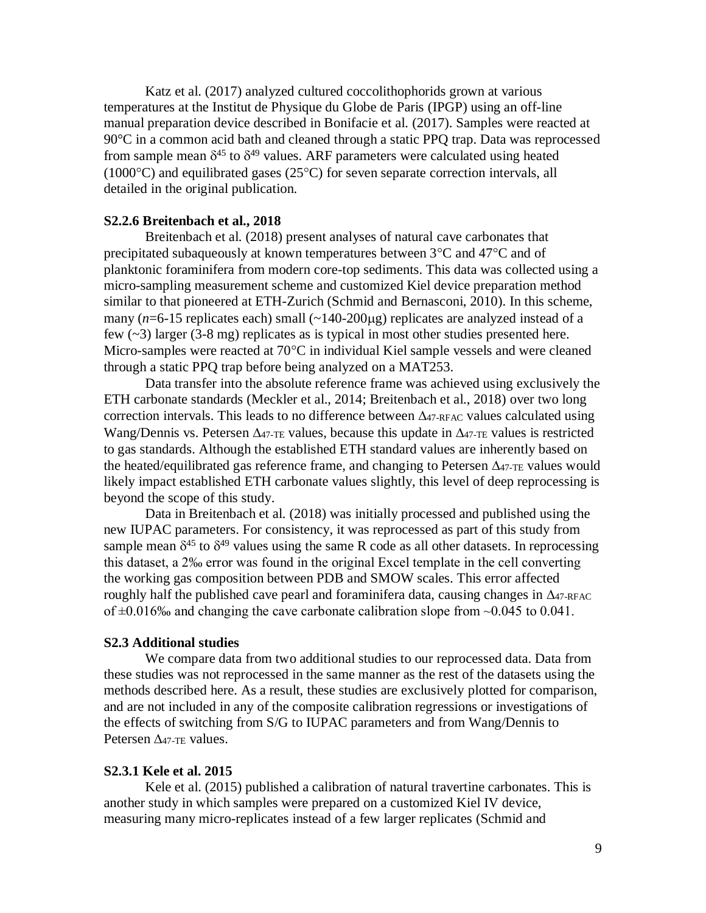Katz et al. (2017) analyzed cultured coccolithophorids grown at various temperatures at the Institut de Physique du Globe de Paris (IPGP) using an off-line manual preparation device described in Bonifacie et al. (2017). Samples were reacted at 90°C in a common acid bath and cleaned through a static PPQ trap. Data was reprocessed from sample mean $\delta^{45}$ to $\delta^{49}$ values. ARF parameters were calculated using heated (1000°C) and equilibrated gases (25°C) for seven separate correction intervals, all detailed in the original publication.

### S2.2.6 Breitenbach et al., 2018

Breitenbach et al. (2018) present analyses of natural cave carbonates that precipitated subaqueously at known temperatures between 3°C and 47°C and of planktonic foraminifera from modern core-top sediments. This data was collected using a micro-sampling measurement scheme and customized Kiel device preparation method similar to that pioneered at ETH-Zurich (Schmid and Bernasconi, 2010). In this scheme, many (*n*=6-15 replicates each) small (~140-200μg) replicates are analyzed instead of a few (~3) larger (3-8 mg) replicates as is typical in most other studies presented here. Micro-samples were reacted at 70°C in individual Kiel sample vessels and were cleaned through a static PPQ trap before being analyzed on a MAT253.

Data transfer into the absolute reference frame was achieved using exclusively the ETH carbonate standards (Meckler et al., 2014; Breitenbach et al., 2018) over two long correction intervals. This leads to no difference between $\Delta_{47\text{-RFAC}}$ values calculated using Wang/Dennis vs. Petersen $\Delta_{47\text{-TE}}$ values, because this update in $\Delta_{47\text{-TE}}$ values is restricted to gas standards. Although the established ETH standard values are inherently based on the heated/equilibrated gas reference frame, and changing to Petersen $\Delta_{47\text{-TE}}$ values would likely impact established ETH carbonate values slightly, this level of deep reprocessing is beyond the scope of this study.

Data in Breitenbach et al. (2018) was initially processed and published using the new IUPAC parameters. For consistency, it was reprocessed as part of this study from sample mean $\delta^{45}$ to $\delta^{49}$ values using the same R code as all other datasets. In reprocessing this dataset, a 2‰ error was found in the original Excel template in the cell converting the working gas composition between PDB and SMOW scales. This error affected roughly half the published cave pearl and foraminifera data, causing changes in $\Delta_{47\text{-RFAC}}$ of ±0.016‰ and changing the cave carbonate calibration slope from ~0.045 to 0.041.

## S2.3 Additional studies

We compare data from two additional studies to our reprocessed data. Data from these studies was not reprocessed in the same manner as the rest of the datasets using the methods described here. As a result, these studies are exclusively plotted for comparison, and are not included in any of the composite calibration regressions or investigations of the effects of switching from S/G to IUPAC parameters and from Wang/Dennis to Petersen $\Delta_{47\text{-TE}}$ values.

### S2.3.1 Kele et al. 2015

Kele et al. (2015) published a calibration of natural travertine carbonates. This is another study in which samples were prepared on a customized Kiel IV device, measuring many micro-replicates instead of a few larger replicates (Schmid and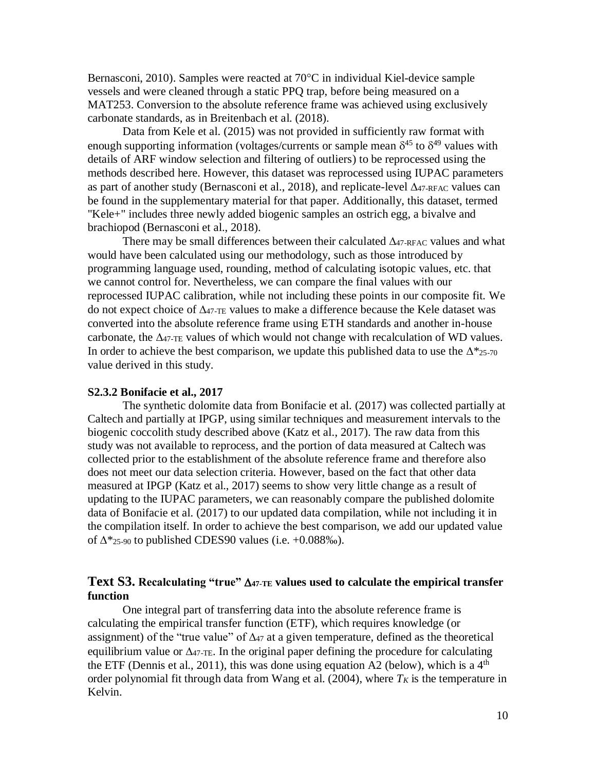Bernasconi, 2010). Samples were reacted at 70°C in individual Kiel-device sample vessels and were cleaned through a static PPQ trap, before being measured on a MAT253. Conversion to the absolute reference frame was achieved using exclusively carbonate standards, as in Breitenbach et al. (2018).

Data from Kele et al. (2015) was not provided in sufficiently raw format with enough supporting information (voltages/currents or sample mean $\delta^{45}$ to $\delta^{49}$ values with details of ARF window selection and filtering of outliers) to be reprocessed using the methods described here. However, this dataset was reprocessed using IUPAC parameters as part of another study (Bernasconi et al., 2018), and replicate-level $\Delta_{47\text{-RFAC}}$ values can be found in the supplementary material for that paper. Additionally, this dataset, termed "Kele+" includes three newly added biogenic samples an ostrich egg, a bivalve and brachiopod (Bernasconi et al., 2018).

There may be small differences between their calculated $\Delta_{47\text{-RFAC}}$ values and what would have been calculated using our methodology, such as those introduced by programming language used, rounding, method of calculating isotopic values, etc. that we cannot control for. Nevertheless, we can compare the final values with our reprocessed IUPAC calibration, while not including these points in our composite fit. We do not expect choice of $\Delta_{47\text{-TE}}$ values to make a difference because the Kele dataset was converted into the absolute reference frame using ETH standards and another in-house carbonate, the $\Delta_{47\text{-TE}}$ values of which would not change with recalculation of WD values. In order to achieve the best comparison, we update this published data to use the $\Delta^*_{25\text{-}70}$ value derived in this study.

### S2.3.2 Bonifacie et al., 2017

The synthetic dolomite data from Bonifacie et al. (2017) was collected partially at Caltech and partially at IPGP, using similar techniques and measurement intervals to the biogenic coccolith study described above (Katz et al., 2017). The raw data from this study was not available to reprocess, and the portion of data measured at Caltech was collected prior to the establishment of the absolute reference frame and therefore also does not meet our data selection criteria. However, based on the fact that other data measured at IPGP (Katz et al., 2017) seems to show very little change as a result of updating to the IUPAC parameters, we can reasonably compare the published dolomite data of Bonifacie et al. (2017) to our updated data compilation, while not including it in the compilation itself. In order to achieve the best comparison, we add our updated value of $\Delta^*_{25\text{-}90}$ to published CDES90 values (i.e. +0.088‰).

## Text S3. Recalculating "true" $\Delta_{47\text{-TE}}$ values used to calculate the empirical transfer function

One integral part of transferring data into the absolute reference frame is calculating the empirical transfer function (ETF), which requires knowledge (or assignment) of the "true value" of $\Delta_{47}$ at a given temperature, defined as the theoretical equilibrium value or $\Delta_{47\text{-TE}}$. In the original paper defining the procedure for calculating the ETF (Dennis et al., 2011), this was done using equation A2 (below), which is a 4[th] order polynomial fit through data from Wang et al. (2004), where $T_K$ is the temperature in Kelvin.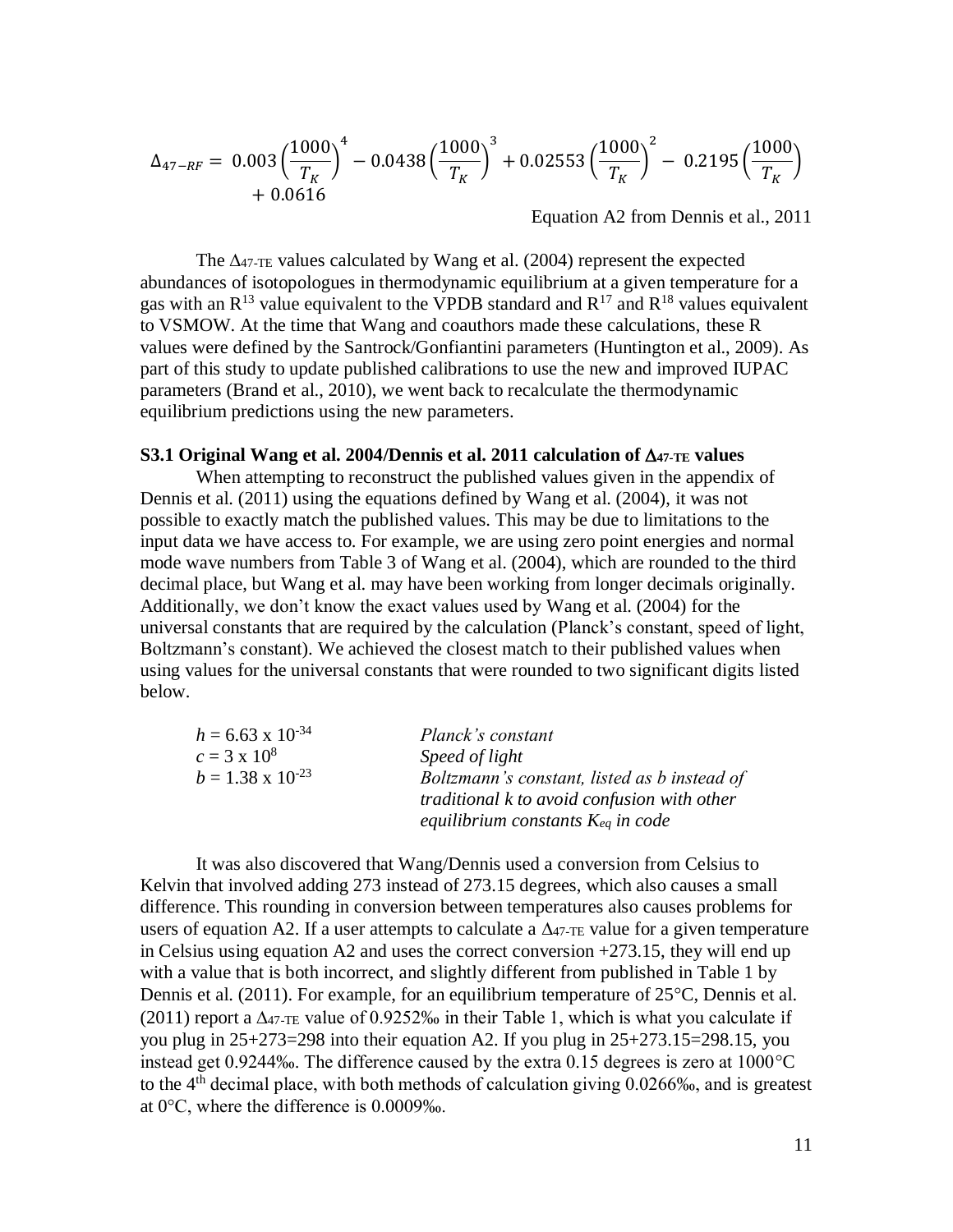$$\Delta_{47-RF} = 0.003\left(\frac{1000}{T_K}\right)^4 - 0.0438\left(\frac{1000}{T_K}\right)^3 + 0.02553\left(\frac{1000}{T_K}\right)^2 - 0.2195\left(\frac{1000}{T_K}\right) + 0.0616$$

Equation A2 from Dennis et al., 2011

The $\Delta_{47\text{-TE}}$ values calculated by Wang et al. (2004) represent the expected abundances of isotopologues in thermodynamic equilibrium at a given temperature for a gas with an $R^{13}$ value equivalent to the VPDB standard and $R^{17}$ and $R^{18}$ values equivalent to VSMOW. At the time that Wang and coauthors made these calculations, these R values were defined by the Santrock/Gonfiantini parameters (Huntington et al., 2009). As part of this study to update published calibrations to use the new and improved IUPAC parameters (Brand et al., 2010), we went back to recalculate the thermodynamic equilibrium predictions using the new parameters.

### S3.1 Original Wang et al. 2004/Dennis et al. 2011 calculation of $\Delta_{47\text{-TE}}$ values

When attempting to reconstruct the published values given in the appendix of Dennis et al. (2011) using the equations defined by Wang et al. (2004), it was not possible to exactly match the published values. This may be due to limitations to the input data we have access to. For example, we are using zero point energies and normal mode wave numbers from Table 3 of Wang et al. (2004), which are rounded to the third decimal place, but Wang et al. may have been working from longer decimals originally. Additionally, we don't know the exact values used by Wang et al. (2004) for the universal constants that are required by the calculation (Planck's constant, speed of light, Boltzmann's constant). We achieved the closest match to their published values when using values for the universal constants that were rounded to two significant digits listed below.

| | |
|---|---|
| $h = 6.63 \times 10^{-34}$ | *Planck's constant* |
| $c = 3 \times 10^{8}$ | *Speed of light* |
| $b = 1.38 \times 10^{-23}$ | *Boltzmann's constant, listed as b instead of traditional k to avoid confusion with other equilibrium constants $K_{eq}$ in code* |

It was also discovered that Wang/Dennis used a conversion from Celsius to Kelvin that involved adding 273 instead of 273.15 degrees, which also causes a small difference. This rounding in conversion between temperatures also causes problems for users of equation A2. If a user attempts to calculate a $\Delta_{47\text{-TE}}$ value for a given temperature in Celsius using equation A2 and uses the correct conversion +273.15, they will end up with a value that is both incorrect, and slightly different from published in Table 1 by Dennis et al. (2011). For example, for an equilibrium temperature of 25°C, Dennis et al. (2011) report a $\Delta_{47\text{-TE}}$ value of 0.9252‰ in their Table 1, which is what you calculate if you plug in 25+273=298 into their equation A2. If you plug in 25+273.15=298.15, you instead get 0.9244‰. The difference caused by the extra 0.15 degrees is zero at 1000°C to the 4th decimal place, with both methods of calculation giving 0.0266‰, and is greatest at 0°C, where the difference is 0.0009‰.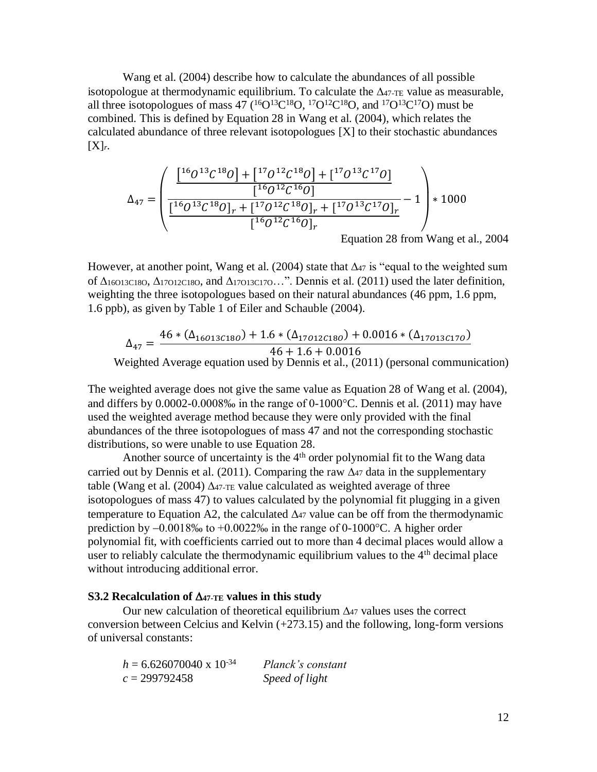Wang et al. (2004) describe how to calculate the abundances of all possible isotopologue at thermodynamic equilibrium. To calculate the $\Delta_{47\text{-TE}}$ value as measurable, all three isotopologues of mass 47 ($^{16}O^{13}C^{18}O$, $^{17}O^{12}C^{18}O$, and $^{17}O^{13}C^{17}O$) must be combined. This is defined by Equation 28 in Wang et al. (2004), which relates the calculated abundance of three relevant isotopologues [X] to their stochastic abundances $[X]_r$.

$$\Delta_{47} = \left( \frac{\dfrac{[^{16}O^{13}C^{18}O] + [^{17}O^{12}C^{18}O] + [^{17}O^{13}C^{17}O]}{[^{16}O^{12}C^{16}O]}}{\dfrac{[^{16}O^{13}C^{18}O]_r + [^{17}O^{12}C^{18}O]_r + [^{17}O^{13}C^{17}O]_r}{[^{16}O^{12}C^{16}O]_r}} - 1 \right) * 1000$$

Equation 28 from Wang et al., 2004

However, at another point, Wang et al. (2004) state that $\Delta_{47}$ is "equal to the weighted sum of $\Delta_{16O13C18O}$, $\Delta_{17O12C18O}$, and $\Delta_{17O13C17O}$…". Dennis et al. (2011) used the later definition, weighting the three isotopologues based on their natural abundances (46 ppm, 1.6 ppm, 1.6 ppb), as given by Table 1 of Eiler and Schauble (2004).

$$\Delta_{47} = \frac{46 * (\Delta_{16O13C18O}) + 1.6 * (\Delta_{17O12C18O}) + 0.0016 * (\Delta_{17O13C17O})}{46 + 1.6 + 0.0016}$$

Weighted Average equation used by Dennis et al., (2011) (personal communication)

The weighted average does not give the same value as Equation 28 of Wang et al. (2004), and differs by 0.0002-0.0008‰ in the range of 0-1000°C. Dennis et al. (2011) may have used the weighted average method because they were only provided with the final abundances of the three isotopologues of mass 47 and not the corresponding stochastic distributions, so were unable to use Equation 28.

Another source of uncertainty is the 4th order polynomial fit to the Wang data carried out by Dennis et al. (2011). Comparing the raw $\Delta_{47}$ data in the supplementary table (Wang et al. (2004) $\Delta_{47\text{-TE}}$ value calculated as weighted average of three isotopologues of mass 47) to values calculated by the polynomial fit plugging in a given temperature to Equation A2, the calculated $\Delta_{47}$ value can be off from the thermodynamic prediction by –0.0018‰ to +0.0022‰ in the range of 0-1000°C. A higher order polynomial fit, with coefficients carried out to more than 4 decimal places would allow a user to reliably calculate the thermodynamic equilibrium values to the 4th decimal place without introducing additional error.

### S3.2 Recalculation of $\Delta_{47\text{-TE}}$ values in this study

Our new calculation of theoretical equilibrium $\Delta_{47}$ values uses the correct conversion between Celcius and Kelvin (+273.15) and the following, long-form versions of universal constants:

$h = 6.626070040 \times 10^{-34}$ *Planck's constant*

$c = 299792458$ *Speed of light*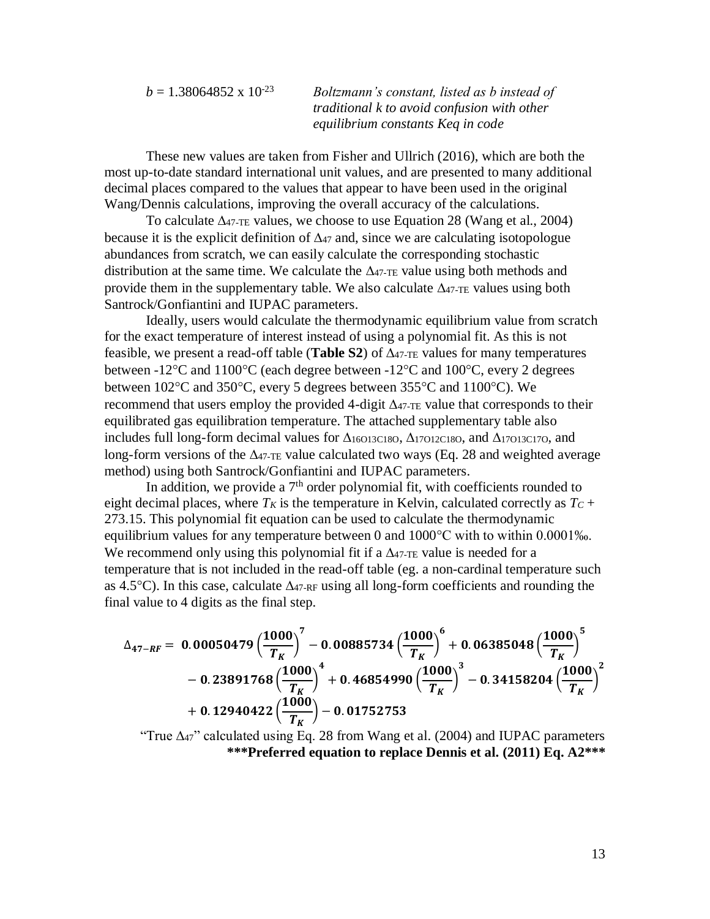$b = 1.38064852 \times 10^{-23}$ *Boltzmann's constant, listed as b instead of traditional k to avoid confusion with other equilibrium constants Keq in code*

These new values are taken from Fisher and Ullrich (2016), which are both the most up-to-date standard international unit values, and are presented to many additional decimal places compared to the values that appear to have been used in the original Wang/Dennis calculations, improving the overall accuracy of the calculations.

To calculate $\Delta_{47\text{-TE}}$ values, we choose to use Equation 28 (Wang et al., 2004) because it is the explicit definition of $\Delta_{47}$ and, since we are calculating isotopologue abundances from scratch, we can easily calculate the corresponding stochastic distribution at the same time. We calculate the $\Delta_{47\text{-TE}}$ value using both methods and provide them in the supplementary table. We also calculate $\Delta_{47\text{-TE}}$ values using both Santrock/Gonfiantini and IUPAC parameters.

Ideally, users would calculate the thermodynamic equilibrium value from scratch for the exact temperature of interest instead of using a polynomial fit. As this is not feasible, we present a read-off table (**Table S2**) of $\Delta_{47\text{-TE}}$ values for many temperatures between -12°C and 1100°C (each degree between -12°C and 100°C, every 2 degrees between 102°C and 350°C, every 5 degrees between 355°C and 1100°C). We recommend that users employ the provided 4-digit $\Delta_{47\text{-TE}}$ value that corresponds to their equilibrated gas equilibration temperature. The attached supplementary table also includes full long-form decimal values for $\Delta_{16O13C18O}$, $\Delta_{17O12C18O}$, and $\Delta_{17O13C17O}$, and long-form versions of the $\Delta_{47\text{-TE}}$ value calculated two ways (Eq. 28 and weighted average method) using both Santrock/Gonfiantini and IUPAC parameters.

In addition, we provide a 7th order polynomial fit, with coefficients rounded to eight decimal places, where $T_K$ is the temperature in Kelvin, calculated correctly as $T_C$ + 273.15. This polynomial fit equation can be used to calculate the thermodynamic equilibrium values for any temperature between 0 and 1000°C with to within 0.0001‰. We recommend only using this polynomial fit if a $\Delta_{47\text{-TE}}$ value is needed for a temperature that is not included in the read-off table (eg. a non-cardinal temperature such as 4.5°C). In this case, calculate $\Delta_{47\text{-RF}}$ using all long-form coefficients and rounding the final value to 4 digits as the final step.

$$\Delta_{47-RF} = 0.00050479\left(\frac{1000}{T_K}\right)^7 - 0.00885734\left(\frac{1000}{T_K}\right)^6 + 0.06385048\left(\frac{1000}{T_K}\right)^5 - 0.23891768\left(\frac{1000}{T_K}\right)^4 + 0.46854990\left(\frac{1000}{T_K}\right)^3 - 0.34158204\left(\frac{1000}{T_K}\right)^2 + 0.12940422\left(\frac{1000}{T_K}\right) - 0.01752753$$

"True $\Delta_{47}$" calculated using Eq. 28 from Wang et al. (2004) and IUPAC parameters
**\*\*\*Preferred equation to replace Dennis et al. (2011) Eq. A2\*\*\***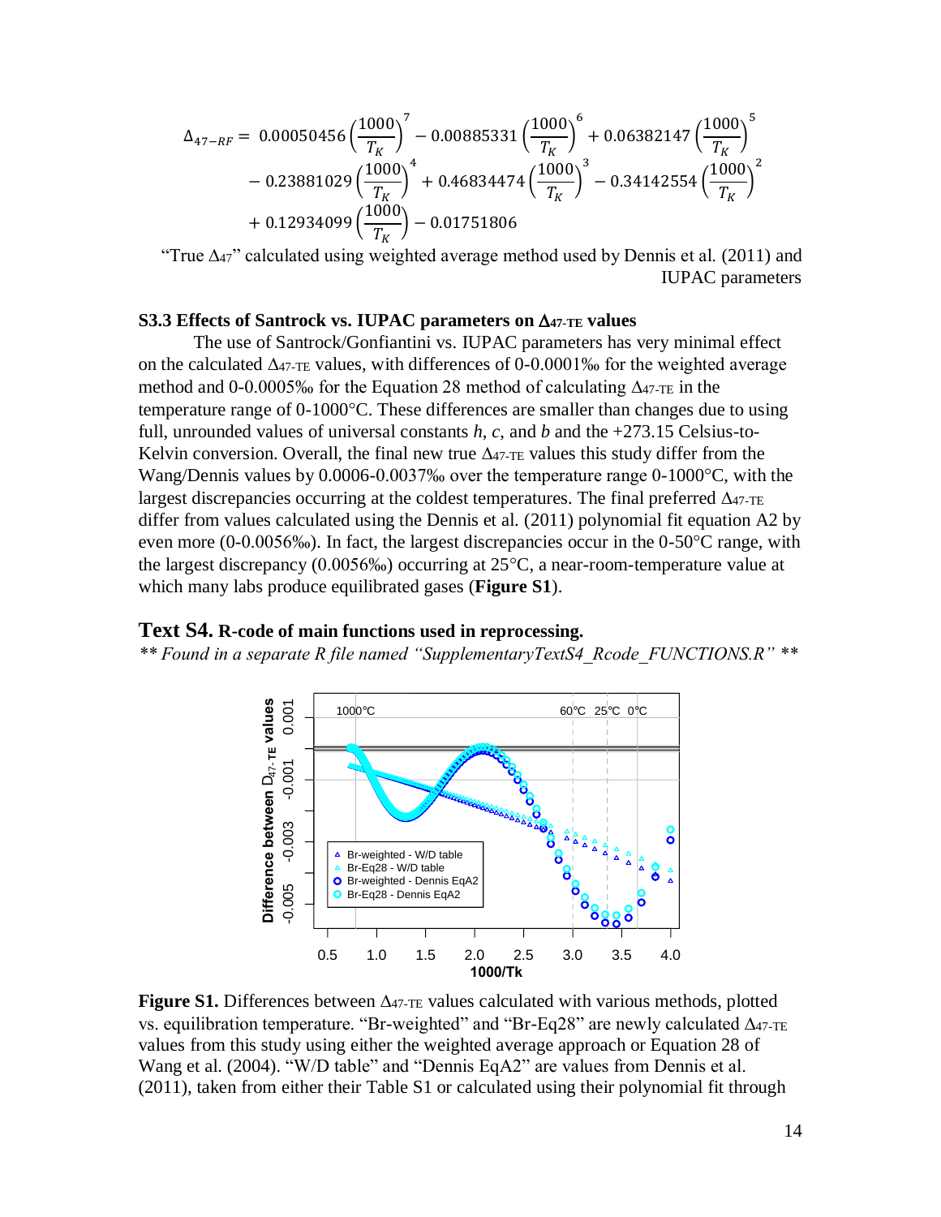$$\Delta_{47-RF} = 0.00050456\left(\frac{1000}{T_K}\right)^7 - 0.00885331\left(\frac{1000}{T_K}\right)^6 + 0.06382147\left(\frac{1000}{T_K}\right)^5 - 0.23881029\left(\frac{1000}{T_K}\right)^4 + 0.46834474\left(\frac{1000}{T_K}\right)^3 - 0.34142554\left(\frac{1000}{T_K}\right)^2 + 0.12934099\left(\frac{1000}{T_K}\right) - 0.01751806$$

"True $\Delta_{47}$" calculated using weighted average method used by Dennis et al. (2011) and IUPAC parameters

### S3.3 Effects of Santrock vs. IUPAC parameters on $\Delta_{47\text{-TE}}$ values

The use of Santrock/Gonfiantini vs. IUPAC parameters has very minimal effect on the calculated $\Delta_{47\text{-TE}}$ values, with differences of 0-0.0001‰ for the weighted average method and 0-0.0005‰ for the Equation 28 method of calculating $\Delta_{47\text{-TE}}$ in the temperature range of 0-1000°C. These differences are smaller than changes due to using full, unrounded values of universal constants *h*, *c*, and *b* and the +273.15 Celsius-to-Kelvin conversion. Overall, the final new true $\Delta_{47\text{-TE}}$ values this study differ from the Wang/Dennis values by 0.0006-0.0037‰ over the temperature range 0-1000°C, with the largest discrepancies occurring at the coldest temperatures. The final preferred $\Delta_{47\text{-TE}}$ differ from values calculated using the Dennis et al. (2011) polynomial fit equation A2 by even more (0-0.0056‰). In fact, the largest discrepancies occur in the 0-50°C range, with the largest discrepancy (0.0056‰) occurring at 25°C, a near-room-temperature value at which many labs produce equilibrated gases (**Figure S1**).

## Text S4. R-code of main functions used in reprocessing.

*** Found in a separate R file named "SupplementaryTextS4_Rcode_FUNCTIONS.R" ***

**Figure S1.** Differences between $\Delta_{47\text{-TE}}$ values calculated with various methods, plotted vs. equilibration temperature. "Br-weighted" and "Br-Eq28" are newly calculated $\Delta_{47\text{-TE}}$ values from this study using either the weighted average approach or Equation 28 of Wang et al. (2004). "W/D table" and "Dennis EqA2" are values from Dennis et al. (2011), taken from either their Table S1 or calculated using their polynomial fit through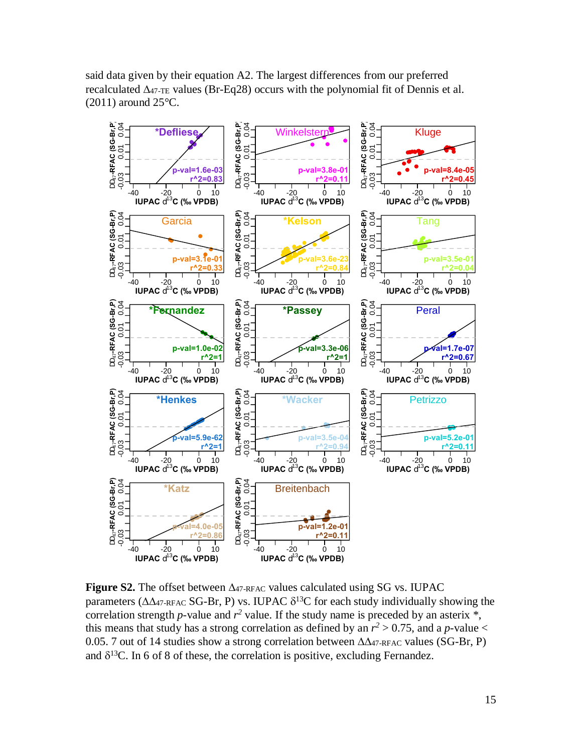said data given by their equation A2. The largest differences from our preferred recalculated $\Delta_{47\text{-TE}}$ values (Br-Eq28) occurs with the polynomial fit of Dennis et al. (2011) around 25°C.

**Figure S2.** The offset between $\Delta_{47\text{-RFAC}}$ values calculated using SG vs. IUPAC parameters ($\Delta\Delta_{47\text{-RFAC}}$ SG-Br, P) vs. IUPAC $\delta^{13}C$ for each study individually showing the correlation strength $p$-value and $r^2$ value. If the study name is preceded by an asterix *, this means that study has a strong correlation as defined by an $r^2 > 0.75$, and a $p$-value < 0.05. 7 out of 14 studies show a strong correlation between $\Delta\Delta_{47\text{-RFAC}}$ values (SG-Br, P) and $\delta^{13}C$. In 6 of 8 of these, the correlation is positive, excluding Fernandez.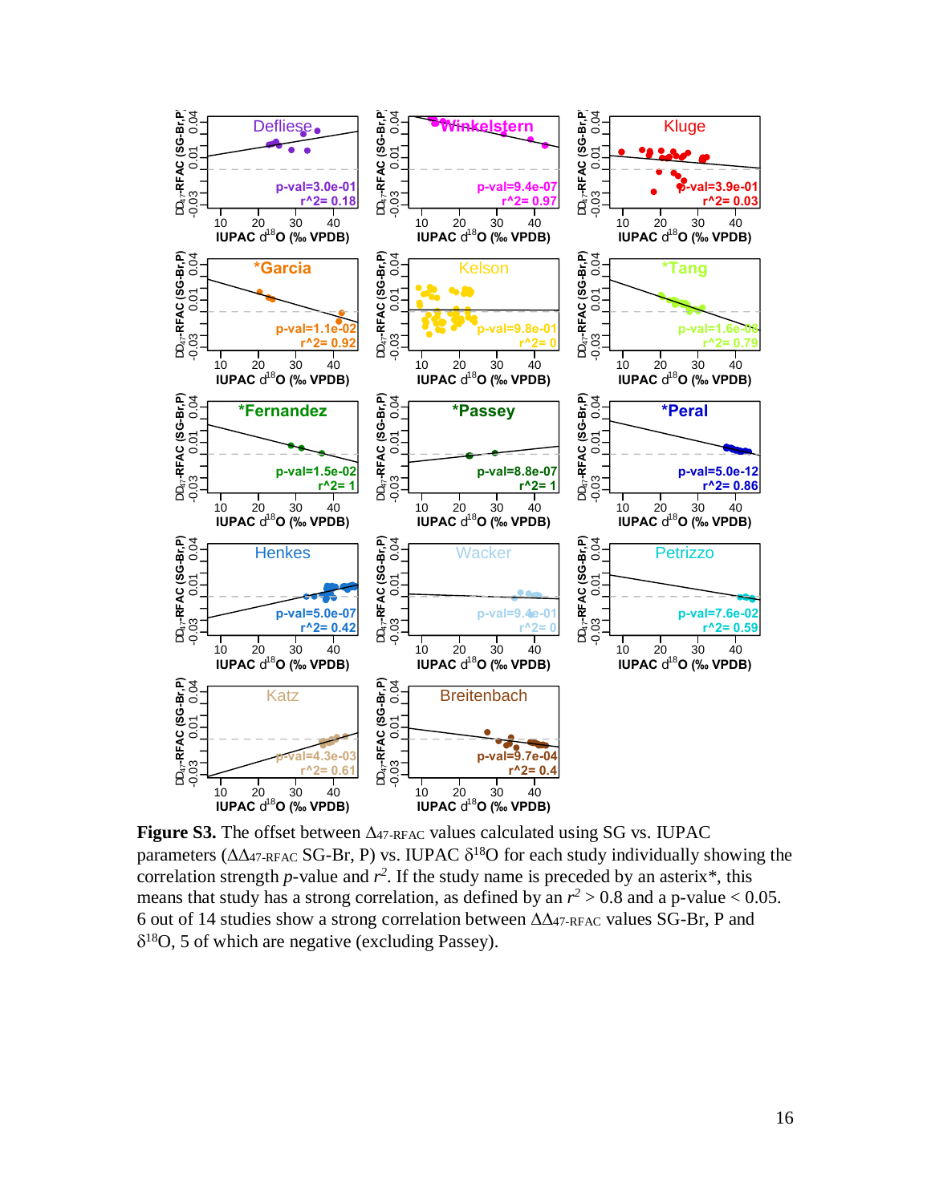**Figure S3.** The offset between $\Delta_{47\text{-RFAC}}$ values calculated using SG vs. IUPAC parameters ($\Delta\Delta_{47\text{-RFAC}}$ SG-Br, P) vs. IUPAC $\delta^{18}O$ for each study individually showing the correlation strength $p$-value and $r^2$. If the study name is preceded by an asterix*, this means that study has a strong correlation, as defined by an $r^2 > 0.8$ and a p-value $< 0.05$. 6 out of 14 studies show a strong correlation between $\Delta\Delta_{47\text{-RFAC}}$ values SG-Br, P and $\delta^{18}O$, 5 of which are negative (excluding Passey).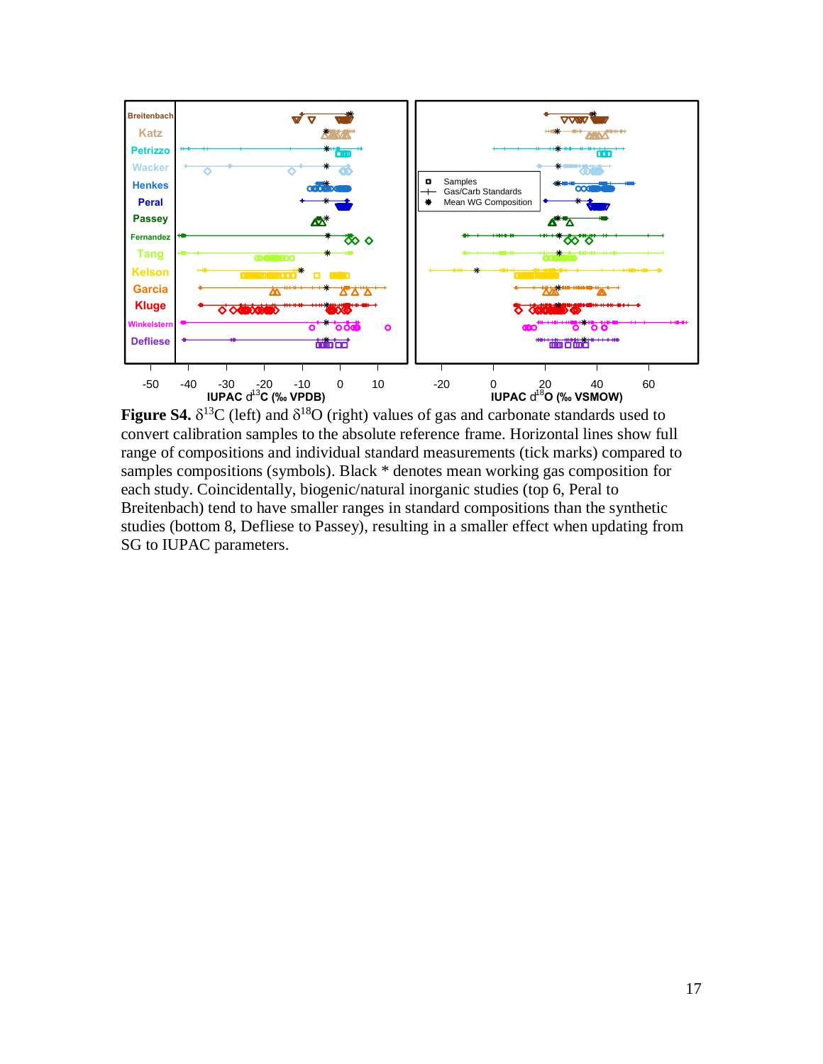**Figure S4.** $\delta^{13}C$ (left) and $\delta^{18}O$ (right) values of gas and carbonate standards used to convert calibration samples to the absolute reference frame. Horizontal lines show full range of compositions and individual standard measurements (tick marks) compared to samples compositions (symbols). Black * denotes mean working gas composition for each study. Coincidentally, biogenic/natural inorganic studies (top 6, Peral to Breitenbach) tend to have smaller ranges in standard compositions than the synthetic studies (bottom 8, Defliese to Passey), resulting in a smaller effect when updating from SG to IUPAC parameters.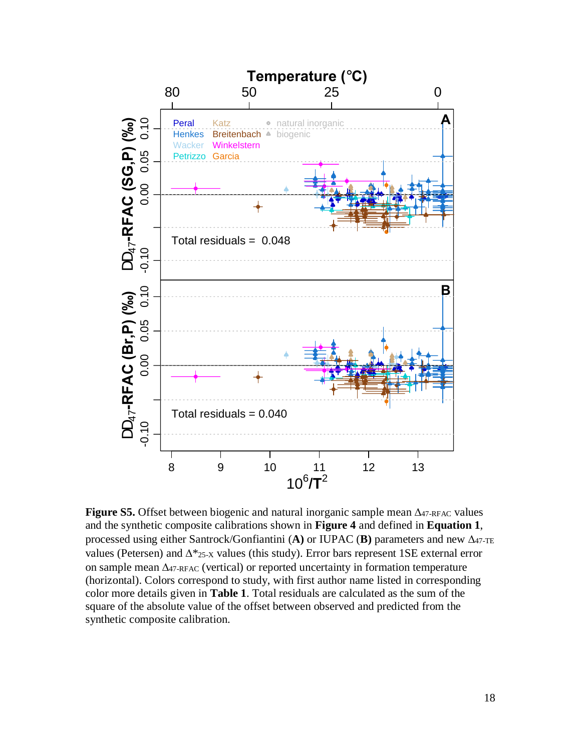**Figure S5.** Offset between biogenic and natural inorganic sample mean $\Delta_{47\text{-RFAC}}$ values and the synthetic composite calibrations shown in **Figure 4** and defined in **Equation 1**, processed using either Santrock/Gonfiantini (**A)** or IUPAC (**B)** parameters and new $\Delta_{47\text{-TE}}$ values (Petersen) and $\Delta^*_{25\text{-X}}$ values (this study). Error bars represent 1SE external error on sample mean $\Delta_{47\text{-RFAC}}$ (vertical) or reported uncertainty in formation temperature (horizontal). Colors correspond to study, with first author name listed in corresponding color more details given in **Table 1**. Total residuals are calculated as the sum of the square of the absolute value of the offset between observed and predicted from the synthetic composite calibration.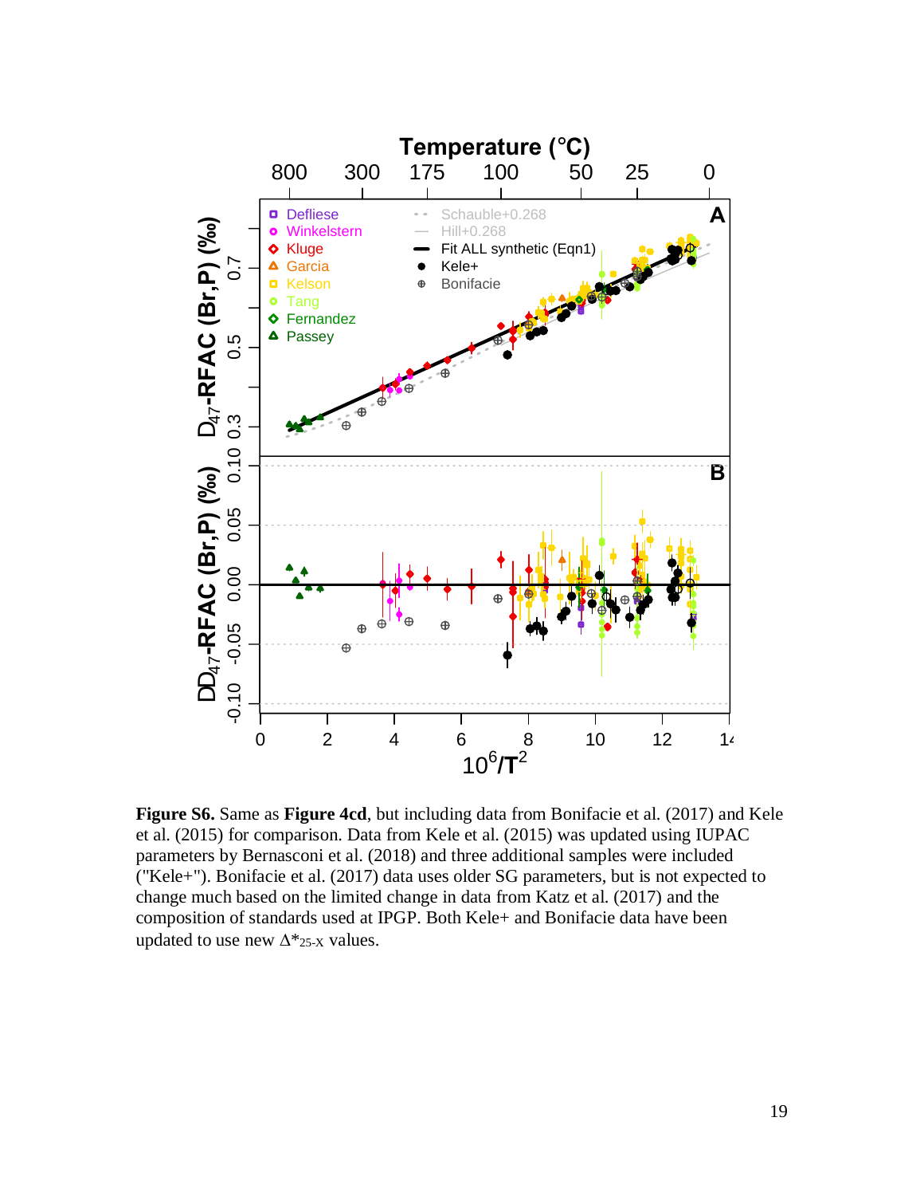**Figure S6.** Same as **Figure 4cd**, but including data from Bonifacie et al. (2017) and Kele et al. (2015) for comparison. Data from Kele et al. (2015) was updated using IUPAC parameters by Bernasconi et al. (2018) and three additional samples were included ("Kele+"). Bonifacie et al. (2017) data uses older SG parameters, but is not expected to change much based on the limited change in data from Katz et al. (2017) and the composition of standards used at IPGP. Both Kele+ and Bonifacie data have been updated to use new $\Delta^*_{25\text{-}X}$ values.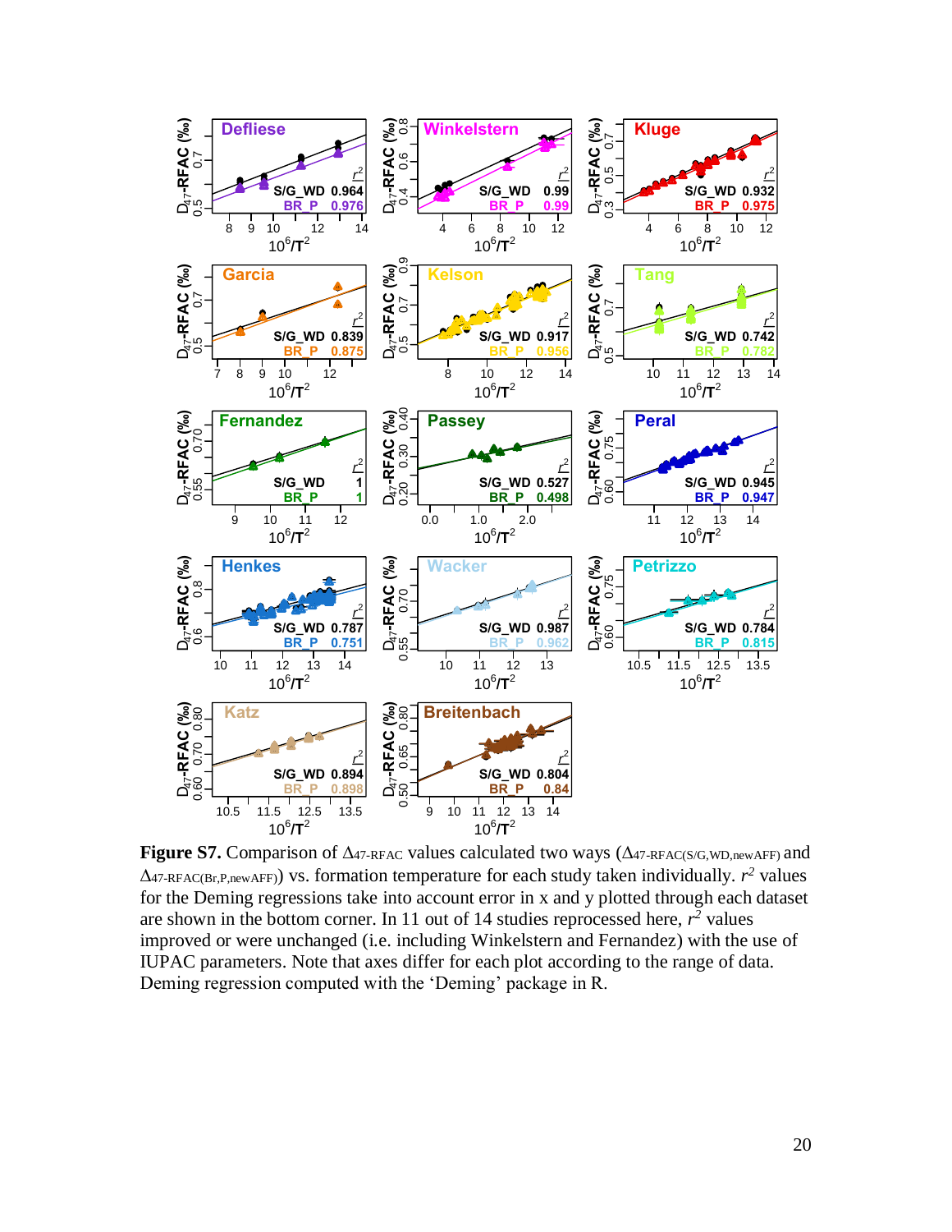**Figure S7.** Comparison of $\Delta_{47\text{-RFAC}}$ values calculated two ways ($\Delta_{47\text{-RFAC(S/G,WD,newAFF)}}$ and $\Delta_{47\text{-RFAC(Br,P,newAFF)}}$) vs. formation temperature for each study taken individually. $r^2$ values for the Deming regressions take into account error in x and y plotted through each dataset are shown in the bottom corner. In 11 out of 14 studies reprocessed here, $r^2$ values improved or were unchanged (i.e. including Winkelstern and Fernandez) with the use of IUPAC parameters. Note that axes differ for each plot according to the range of data. Deming regression computed with the 'Deming' package in R.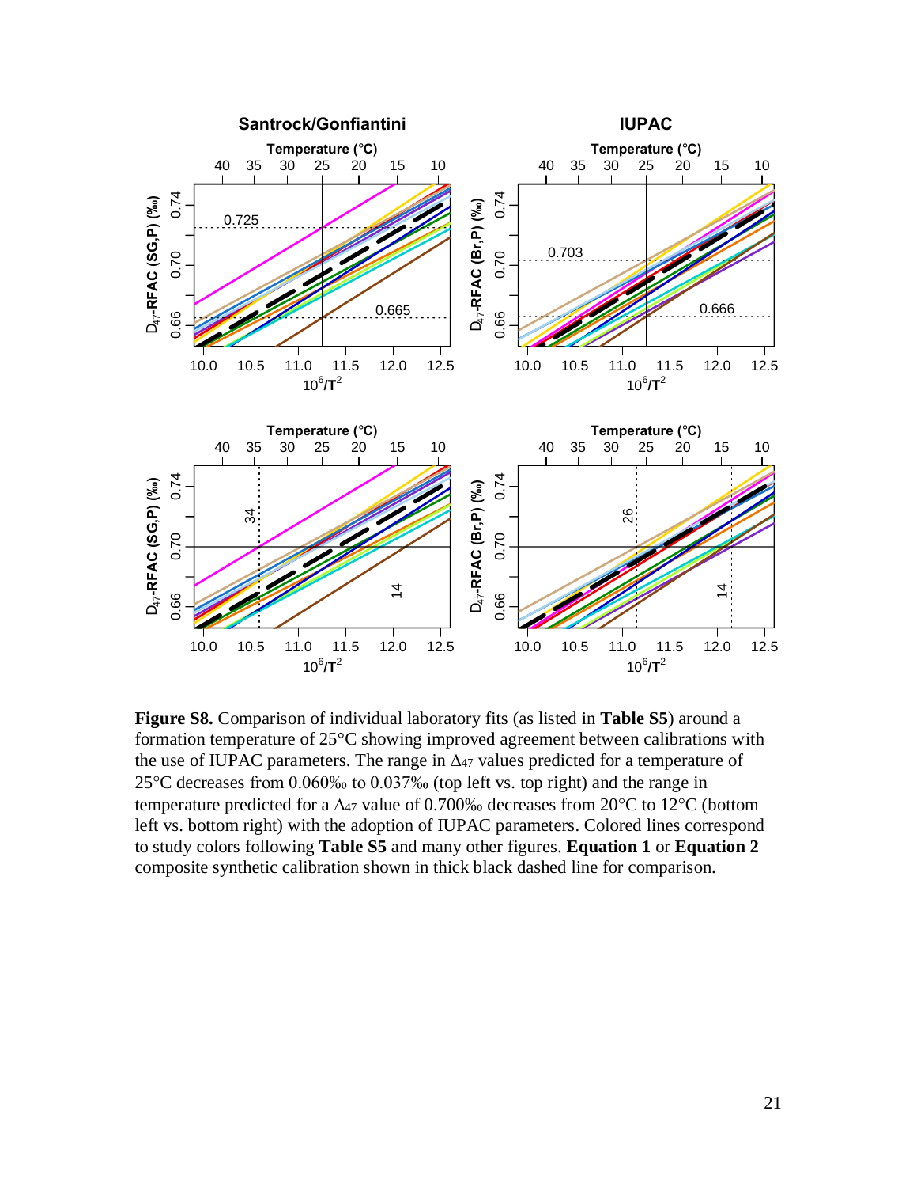**Figure S8.** Comparison of individual laboratory fits (as listed in **Table S5**) around a formation temperature of 25°C showing improved agreement between calibrations with the use of IUPAC parameters. The range in $\Delta_{47}$ values predicted for a temperature of 25°C decreases from 0.060‰ to 0.037‰ (top left vs. top right) and the range in temperature predicted for a $\Delta_{47}$ value of 0.700‰ decreases from 20°C to 12°C (bottom left vs. bottom right) with the adoption of IUPAC parameters. Colored lines correspond to study colors following **Table S5** and many other figures. **Equation 1** or **Equation 2** composite synthetic calibration shown in thick black dashed line for comparison.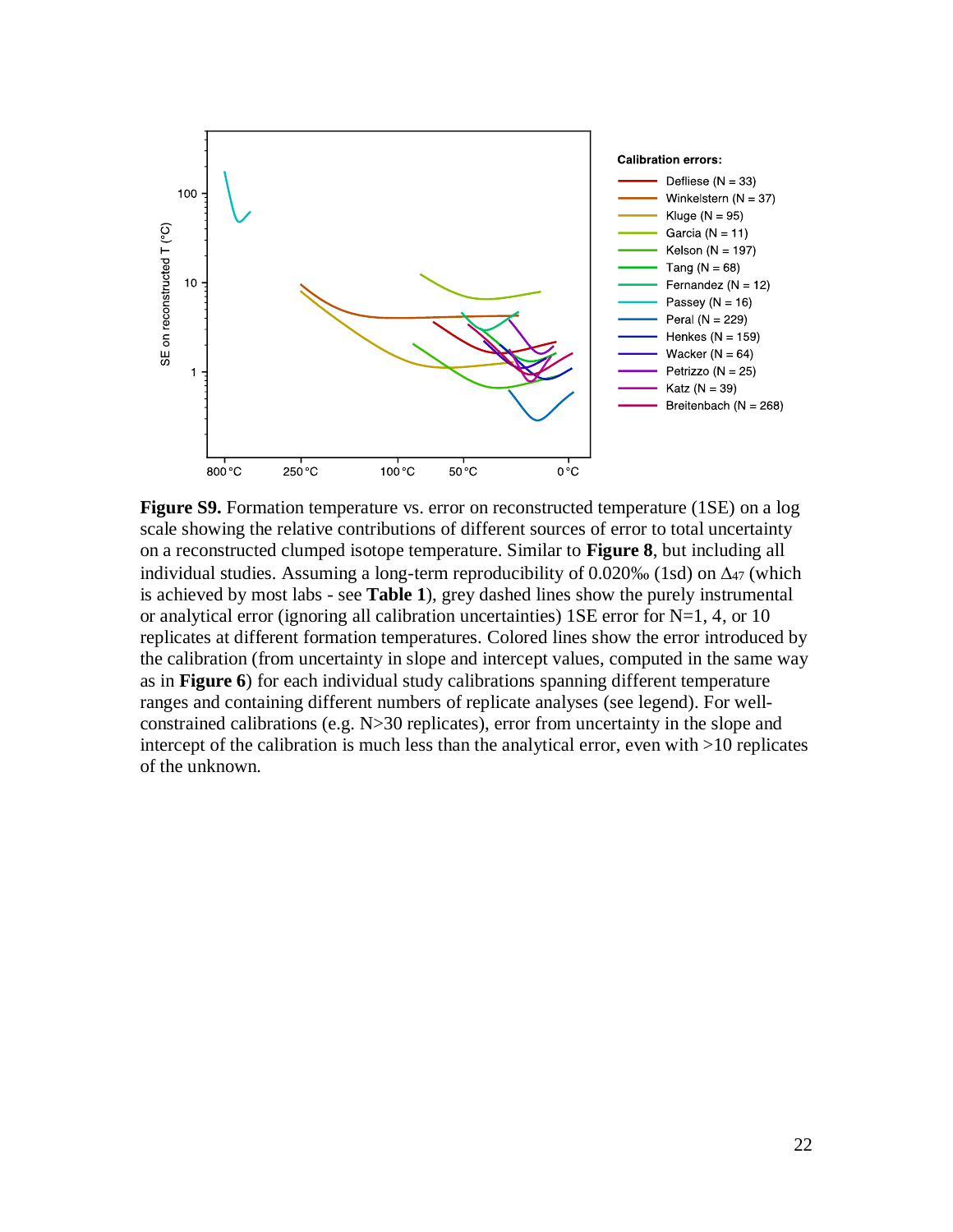**Figure S9.** Formation temperature vs. error on reconstructed temperature (1SE) on a log scale showing the relative contributions of different sources of error to total uncertainty on a reconstructed clumped isotope temperature. Similar to **Figure 8**, but including all individual studies. Assuming a long-term reproducibility of 0.020‰ (1sd) on $\Delta_{47}$ (which is achieved by most labs - see **Table 1**), grey dashed lines show the purely instrumental or analytical error (ignoring all calibration uncertainties) 1SE error for N=1, 4, or 10 replicates at different formation temperatures. Colored lines show the error introduced by the calibration (from uncertainty in slope and intercept values, computed in the same way as in **Figure 6**) for each individual study calibrations spanning different temperature ranges and containing different numbers of replicate analyses (see legend). For well-constrained calibrations (e.g. N>30 replicates), error from uncertainty in the slope and intercept of the calibration is much less than the analytical error, even with >10 replicates of the unknown.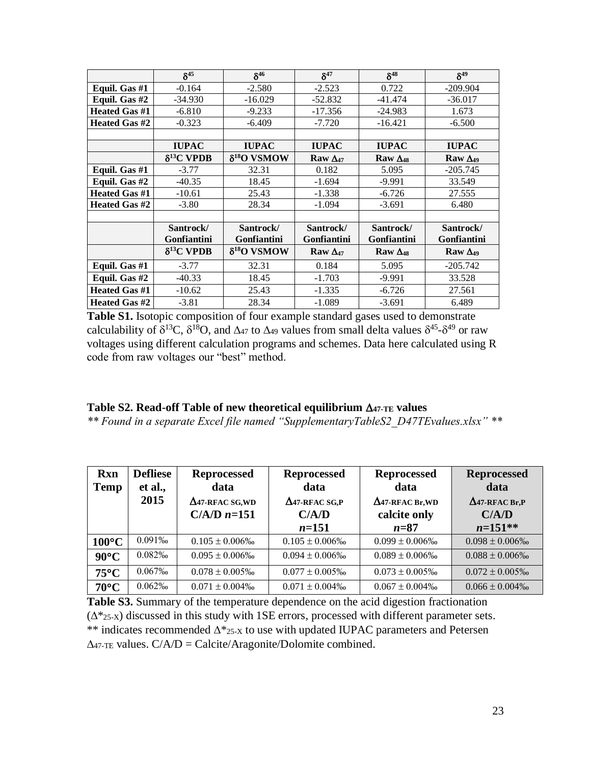| | $\delta^{45}$ | $\delta^{46}$ | $\delta^{47}$ | $\delta^{48}$ | $\delta^{49}$ |
|---|---|---|---|---|---|
| **Equil. Gas #1** | -0.164 | -2.580 | -2.523 | 0.722 | -209.904 |
| **Equil. Gas #2** | -34.930 | -16.029 | -52.832 | -41.474 | -36.017 |
| **Heated Gas #1** | -6.810 | -9.233 | -17.356 | -24.983 | 1.673 |
| **Heated Gas #2** | -0.323 | -6.409 | -7.720 | -16.421 | -6.500 |
| | | | | | |
| | **IUPAC** | **IUPAC** | **IUPAC** | **IUPAC** | **IUPAC** |
| | **$\delta^{13}$C VPDB** | **$\delta^{18}$O VSMOW** | **Raw $\Delta_{47}$** | **Raw $\Delta_{48}$** | **Raw $\Delta_{49}$** |
| **Equil. Gas #1** | -3.77 | 32.31 | 0.182 | 5.095 | -205.745 |
| **Equil. Gas #2** | -40.35 | 18.45 | -1.694 | -9.991 | 33.549 |
| **Heated Gas #1** | -10.61 | 25.43 | -1.338 | -6.726 | 27.555 |
| **Heated Gas #2** | -3.80 | 28.34 | -1.094 | -3.691 | 6.480 |
| | | | | | |
| | **Santrock/ Gonfiantini** | **Santrock/ Gonfiantini** | **Santrock/ Gonfiantini** | **Santrock/ Gonfiantini** | **Santrock/ Gonfiantini** |
| | **$\delta^{13}$C VPDB** | **$\delta^{18}$O VSMOW** | **Raw $\Delta_{47}$** | **Raw $\Delta_{48}$** | **Raw $\Delta_{49}$** |
| **Equil. Gas #1** | -3.77 | 32.31 | 0.184 | 5.095 | -205.742 |
| **Equil. Gas #2** | -40.33 | 18.45 | -1.703 | -9.991 | 33.528 |
| **Heated Gas #1** | -10.62 | 25.43 | -1.335 | -6.726 | 27.561 |
| **Heated Gas #2** | -3.81 | 28.34 | -1.089 | -3.691 | 6.489 |

**Table S1.** Isotopic composition of four example standard gases used to demonstrate calculability of $\delta^{13}$C, $\delta^{18}$O, and $\Delta_{47}$ to $\Delta_{49}$ values from small delta values $\delta^{45}$-$\delta^{49}$ or raw voltages using different calculation programs and schemes. Data here calculated using R code from raw voltages our "best" method.

**Table S2. Read-off Table of new theoretical equilibrium $\Delta_{47\text{-TE}}$ values**

*\*\* Found in a separate Excel file named "SupplementaryTableS2_D47TEvalues.xlsx" \*\**

| Rxn Temp | Defliese et al., 2015 | Reprocessed data $\Delta_{47\text{-RFAC SG,WD}}$ C/A/D $n$=151 | Reprocessed data $\Delta_{47\text{-RFAC SG,P}}$ C/A/D $n$=151 | Reprocessed data $\Delta_{47\text{-RFAC Br,WD}}$ calcite only $n$=87 | Reprocessed data $\Delta_{47\text{-RFAC Br,P}}$ C/A/D $n$=151** |
|---|---|---|---|---|---|
| **100°C** | 0.091‰ | 0.105 ± 0.006‰ | 0.105 ± 0.006‰ | 0.099 ± 0.006‰ | 0.098 ± 0.006‰ |
| **90°C** | 0.082‰ | 0.095 ± 0.006‰ | 0.094 ± 0.006‰ | 0.089 ± 0.006‰ | 0.088 ± 0.006‰ |
| **75°C** | 0.067‰ | 0.078 ± 0.005‰ | 0.077 ± 0.005‰ | 0.073 ± 0.005‰ | 0.072 ± 0.005‰ |
| **70°C** | 0.062‰ | 0.071 ± 0.004‰ | 0.071 ± 0.004‰ | 0.067 ± 0.004‰ | 0.066 ± 0.004‰ |

**Table S3.** Summary of the temperature dependence on the acid digestion fractionation ($\Delta^*_{25\text{-X}}$) discussed in this study with 1SE errors, processed with different parameter sets. ** indicates recommended $\Delta^*_{25\text{-X}}$ to use with updated IUPAC parameters and Petersen $\Delta_{47\text{-TE}}$ values. C/A/D = Calcite/Aragonite/Dolomite combined.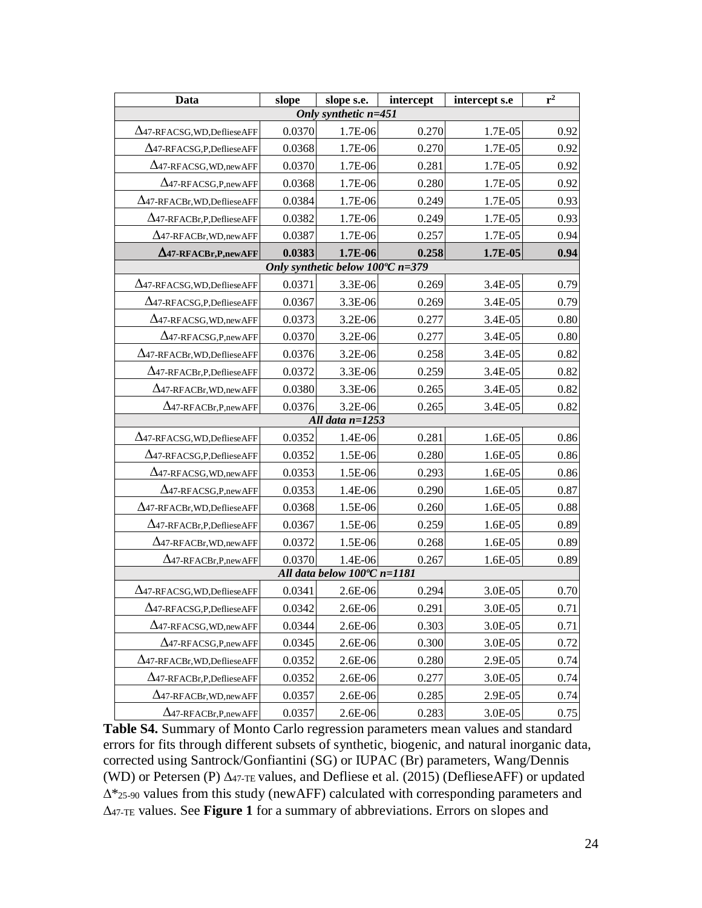| Data | slope | slope s.e. | intercept | intercept s.e | $r^2$ |
|---|---|---|---|---|---|
| ***Only synthetic n=451*** | | | | | |
| $\Delta_{47\text{-RFACSG,WD,DeflieseAFF}}$ | 0.0370 | 1.7E-06 | 0.270 | 1.7E-05 | 0.92 |
| $\Delta_{47\text{-RFACSG,P,DeflieseAFF}}$ | 0.0368 | 1.7E-06 | 0.270 | 1.7E-05 | 0.92 |
| $\Delta_{47\text{-RFACSG,WD,newAFF}}$ | 0.0370 | 1.7E-06 | 0.281 | 1.7E-05 | 0.92 |
| $\Delta_{47\text{-RFACSG,P,newAFF}}$ | 0.0368 | 1.7E-06 | 0.280 | 1.7E-05 | 0.92 |
| $\Delta_{47\text{-RFACBr,WD,DeflieseAFF}}$ | 0.0384 | 1.7E-06 | 0.249 | 1.7E-05 | 0.93 |
| $\Delta_{47\text{-RFACBr,P,DeflieseAFF}}$ | 0.0382 | 1.7E-06 | 0.249 | 1.7E-05 | 0.93 |
| $\Delta_{47\text{-RFACBr,WD,newAFF}}$ | 0.0387 | 1.7E-06 | 0.257 | 1.7E-05 | 0.94 |
| **$\Delta_{47\text{-RFACBr,P,newAFF}}$** | **0.0383** | **1.7E-06** | **0.258** | **1.7E-05** | **0.94** |
| ***Only synthetic below 100ºC n=379*** | | | | | |
| $\Delta_{47\text{-RFACSG,WD,DeflieseAFF}}$ | 0.0371 | 3.3E-06 | 0.269 | 3.4E-05 | 0.79 |
| $\Delta_{47\text{-RFACSG,P,DeflieseAFF}}$ | 0.0367 | 3.3E-06 | 0.269 | 3.4E-05 | 0.79 |
| $\Delta_{47\text{-RFACSG,WD,newAFF}}$ | 0.0373 | 3.2E-06 | 0.277 | 3.4E-05 | 0.80 |
| $\Delta_{47\text{-RFACSG,P,newAFF}}$ | 0.0370 | 3.2E-06 | 0.277 | 3.4E-05 | 0.80 |
| $\Delta_{47\text{-RFACBr,WD,DeflieseAFF}}$ | 0.0376 | 3.2E-06 | 0.258 | 3.4E-05 | 0.82 |
| $\Delta_{47\text{-RFACBr,P,DeflieseAFF}}$ | 0.0372 | 3.3E-06 | 0.259 | 3.4E-05 | 0.82 |
| $\Delta_{47\text{-RFACBr,WD,newAFF}}$ | 0.0380 | 3.3E-06 | 0.265 | 3.4E-05 | 0.82 |
| $\Delta_{47\text{-RFACBr,P,newAFF}}$ | 0.0376 | 3.2E-06 | 0.265 | 3.4E-05 | 0.82 |
| ***All data n=1253*** | | | | | |
| $\Delta_{47\text{-RFACSG,WD,DeflieseAFF}}$ | 0.0352 | 1.4E-06 | 0.281 | 1.6E-05 | 0.86 |
| $\Delta_{47\text{-RFACSG,P,DeflieseAFF}}$ | 0.0352 | 1.5E-06 | 0.280 | 1.6E-05 | 0.86 |
| $\Delta_{47\text{-RFACSG,WD,newAFF}}$ | 0.0353 | 1.5E-06 | 0.293 | 1.6E-05 | 0.86 |
| $\Delta_{47\text{-RFACSG,P,newAFF}}$ | 0.0353 | 1.4E-06 | 0.290 | 1.6E-05 | 0.87 |
| $\Delta_{47\text{-RFACBr,WD,DeflieseAFF}}$ | 0.0368 | 1.5E-06 | 0.260 | 1.6E-05 | 0.88 |
| $\Delta_{47\text{-RFACBr,P,DeflieseAFF}}$ | 0.0367 | 1.5E-06 | 0.259 | 1.6E-05 | 0.89 |
| $\Delta_{47\text{-RFACBr,WD,newAFF}}$ | 0.0372 | 1.5E-06 | 0.268 | 1.6E-05 | 0.89 |
| $\Delta_{47\text{-RFACBr,P,newAFF}}$ | 0.0370 | 1.4E-06 | 0.267 | 1.6E-05 | 0.89 |
| ***All data below 100ºC n=1181*** | | | | | |
| $\Delta_{47\text{-RFACSG,WD,DeflieseAFF}}$ | 0.0341 | 2.6E-06 | 0.294 | 3.0E-05 | 0.70 |
| $\Delta_{47\text{-RFACSG,P,DeflieseAFF}}$ | 0.0342 | 2.6E-06 | 0.291 | 3.0E-05 | 0.71 |
| $\Delta_{47\text{-RFACSG,WD,newAFF}}$ | 0.0344 | 2.6E-06 | 0.303 | 3.0E-05 | 0.71 |
| $\Delta_{47\text{-RFACSG,P,newAFF}}$ | 0.0345 | 2.6E-06 | 0.300 | 3.0E-05 | 0.72 |
| $\Delta_{47\text{-RFACBr,WD,DeflieseAFF}}$ | 0.0352 | 2.6E-06 | 0.280 | 2.9E-05 | 0.74 |
| $\Delta_{47\text{-RFACBr,P,DeflieseAFF}}$ | 0.0352 | 2.6E-06 | 0.277 | 3.0E-05 | 0.74 |
| $\Delta_{47\text{-RFACBr,WD,newAFF}}$ | 0.0357 | 2.6E-06 | 0.285 | 2.9E-05 | 0.74 |
| $\Delta_{47\text{-RFACBr,P,newAFF}}$ | 0.0357 | 2.6E-06 | 0.283 | 3.0E-05 | 0.75 |

**Table S4.** Summary of Monto Carlo regression parameters mean values and standard errors for fits through different subsets of synthetic, biogenic, and natural inorganic data, corrected using Santrock/Gonfiantini (SG) or IUPAC (Br) parameters, Wang/Dennis (WD) or Petersen (P) $\Delta_{47\text{-TE}}$ values, and Defliese et al. (2015) (DeflieseAFF) or updated $\Delta^*_{25\text{-}90}$ values from this study (newAFF) calculated with corresponding parameters and $\Delta_{47\text{-TE}}$ values. See **Figure 1** for a summary of abbreviations. Errors on slopes and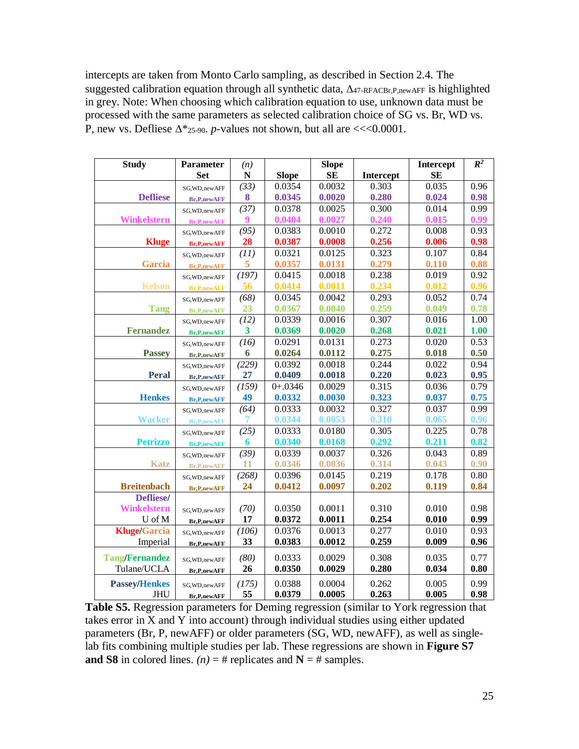intercepts are taken from Monto Carlo sampling, as described in Section 2.4. The suggested calibration equation through all synthetic data, $\Delta_{47\text{-RFACBr,P,newAFF}}$ is highlighted in grey. Note: When choosing which calibration equation to use, unknown data must be processed with the same parameters as selected calibration choice of SG vs. Br, WD vs. P, new vs. Defliese $\Delta^*_{25\text{-}90}$. *p*-values not shown, but all are <<<0.0001.

| Study | Parameter Set | *(n)* N | Slope | Slope SE | Intercept | Intercept SE | $R^2$ |
|---|---|---|---|---|---|---|---|
| Defliese | SG,WD,newAFF | *(33)* | 0.0354 | 0.0032 | 0.303 | 0.035 | 0.96 |
| | **Br,P,newAFF** | **8** | **0.0345** | **0.0020** | **0.280** | **0.024** | **0.98** |
| Winkelstern | SG,WD,newAFF | *(37)* | 0.0378 | 0.0025 | 0.300 | 0.014 | 0.99 |
| | **Br,P,newAFF** | **9** | **0.0404** | **0.0027** | **0.240** | **0.015** | **0.99** |
| Kluge | SG,WD,newAFF | *(95)* | 0.0383 | 0.0010 | 0.272 | 0.008 | 0.93 |
| | **Br,P,newAFF** | **28** | **0.0387** | **0.0008** | **0.256** | **0.006** | **0.98** |
| Garcia | SG,WD,newAFF | *(11)* | 0.0321 | 0.0125 | 0.323 | 0.107 | 0.84 |
| | **Br,P,newAFF** | **5** | **0.0357** | **0.0131** | **0.279** | **0.110** | **0.88** |
| Kelson | SG,WD,newAFF | *(197)* | 0.0415 | 0.0018 | 0.238 | 0.019 | 0.92 |
| | **Br,P,newAFF** | **56** | **0.0414** | **0.0011** | **0.234** | **0.012** | **0.96** |
| Tang | SG,WD,newAFF | *(68)* | 0.0345 | 0.0042 | 0.293 | 0.052 | 0.74 |
| | **Br,P,newAFF** | **23** | **0.0367** | **0.0040** | **0.259** | **0.049** | **0.78** |
| Fernandez | SG,WD,newAFF | *(12)* | 0.0339 | 0.0016 | 0.307 | 0.016 | 1.00 |
| | **Br,P,newAFF** | **3** | **0.0369** | **0.0020** | **0.268** | **0.021** | **1.00** |
| Passey | SG,WD,newAFF | *(16)* | 0.0291 | 0.0131 | 0.273 | 0.020 | 0.53 |
| | **Br,P,newAFF** | **6** | **0.0264** | **0.0112** | **0.275** | **0.018** | **0.50** |
| Peral | SG,WD,newAFF | *(229)* | 0.0392 | 0.0018 | 0.244 | 0.022 | 0.94 |
| | **Br,P,newAFF** | **27** | **0.0409** | **0.0018** | **0.220** | **0.023** | **0.95** |
| Henkes | SG,WD,newAFF | *(159)* | 0+.0346 | 0.0029 | 0.315 | 0.036 | 0.79 |
| | **Br,P,newAFF** | **49** | **0.0332** | **0.0030** | **0.323** | **0.037** | **0.75** |
| Wacker | SG,WD,newAFF | *(64)* | 0.0333 | 0.0032 | 0.327 | 0.037 | 0.99 |
| | **Br,P,newAFF** | **7** | **0.0344** | **0.0053** | **0.310** | **0.065** | **0.96** |
| Petrizzo | SG,WD,newAFF | *(25)* | 0.0333 | 0.0180 | 0.305 | 0.225 | 0.78 |
| | **Br,P,newAFF** | **6** | **0.0340** | **0.0168** | **0.292** | **0.211** | **0.82** |
| Katz | SG,WD,newAFF | *(39)* | 0.0339 | 0.0037 | 0.326 | 0.043 | 0.89 |
| | **Br,P,newAFF** | **11** | **0.0346** | **0.0036** | **0.314** | **0.043** | **0.90** |
| Breitenbach | SG,WD,newAFF | *(268)* | 0.0396 | 0.0145 | 0.219 | 0.178 | 0.80 |
| | **Br,P,newAFF** | **24** | **0.0412** | **0.0097** | **0.202** | **0.119** | **0.84** |
| Defliese/ Winkelstern U of M | SG,WD,newAFF | *(70)* | 0.0350 | 0.0011 | 0.310 | 0.010 | 0.98 |
| | **Br,P,newAFF** | **17** | **0.0372** | **0.0011** | **0.254** | **0.010** | **0.99** |
| Kluge/Garcia Imperial | SG,WD,newAFF | *(106)* | 0.0376 | 0.0013 | 0.277 | 0.010 | 0.93 |
| | **Br,P,newAFF** | **33** | **0.0383** | **0.0012** | **0.259** | **0.009** | **0.96** |
| Tang/Fernandez Tulane/UCLA | SG,WD,newAFF | *(80)* | 0.0333 | 0.0029 | 0.308 | 0.035 | 0.77 |
| | **Br,P,newAFF** | **26** | **0.0350** | **0.0029** | **0.280** | **0.034** | **0.80** |
| Passey/Henkes JHU | SG,WD,newAFF | *(175)* | 0.0388 | 0.0004 | 0.262 | 0.005 | 0.99 |
| | **Br,P,newAFF** | **55** | **0.0379** | **0.0005** | **0.263** | **0.005** | **0.98** |

**Table S5.** Regression parameters for Deming regression (similar to York regression that takes error in X and Y into account) through individual studies using either updated parameters (Br, P, newAFF) or older parameters (SG, WD, newAFF), as well as single-lab fits combining multiple studies per lab. These regressions are shown in **Figure S7 and S8** in colored lines. *(n)* = # replicates and **N** = # samples.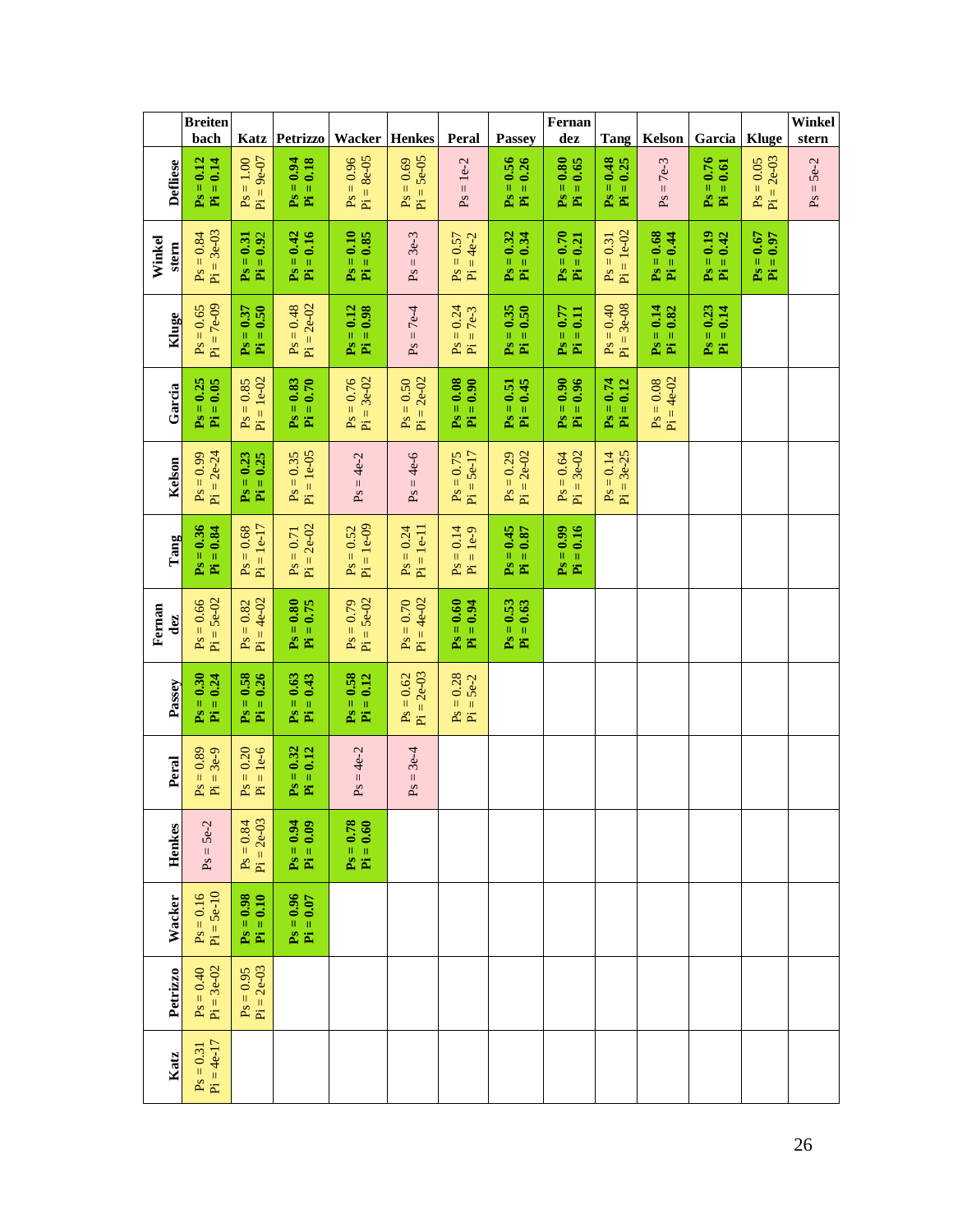| | Breitenbach | Katz | Petrizzo | Wacker | Henkes | Peral | Passey | Fernandez | Tang | Kelson | Garcia | Kluge | Winkelstern |
|---|---|---|---|---|---|---|---|---|---|---|---|---|---|
| **Defliese** | **Ps = 0.12 Pi = 0.14** | Ps = 1.00 Pi = 9e-07 | **Ps = 0.94 Pi = 0.18** | Ps = 0.96 Pi = 8e-05 | Ps = 0.69 Pi = 5e-05 | Ps = 1e-2 | **Ps = 0.56 Pi = 0.26** | **Ps = 0.80 Pi = 0.65** | **Ps = 0.48 Pi = 0.25** | Ps = 7e-3 | **Ps = 0.76 Pi = 0.61** | Ps = 0.05 Pi = 2e-03 | Ps = 5e-2 |
| **Winkelstern** | Ps = 0.84 Pi = 3e-03 | **Ps = 0.31 Pi = 0.92** | **Ps = 0.42 Pi = 0.16** | **Ps = 0.10 Pi = 0.85** | Ps = 3e-3 | Ps = 0.57 Pi = 4e-2 | **Ps = 0.32 Pi = 0.34** | **Ps = 0.70 Pi = 0.21** | Ps = 0.31 Pi = 1e-02 | **Ps = 0.68 Pi = 0.44** | **Ps = 0.19 Pi = 0.42** | **Ps = 0.67 Pi = 0.97** | |
| **Kluge** | Ps = 0.65 Pi = 7e-09 | **Ps = 0.37 Pi = 0.50** | Ps = 0.48 Pi = 2e-02 | **Ps = 0.12 Pi = 0.98** | Ps = 7e-4 | Ps = 0.24 Pi = 7e-3 | **Ps = 0.35 Pi = 0.50** | **Ps = 0.77 Pi = 0.11** | Ps = 0.40 Pi = 3e-08 | **Ps = 0.14 Pi = 0.82** | **Ps = 0.23 Pi = 0.14** | | |
| **Garcia** | **Ps = 0.25 Pi = 0.05** | Ps = 0.85 Pi = 1e-02 | **Ps = 0.83 Pi = 0.70** | Ps = 0.76 Pi = 3e-02 | Ps = 0.50 Pi = 2e-02 | **Ps = 0.08 Pi = 0.90** | **Ps = 0.51 Pi = 0.45** | **Ps = 0.90 Pi = 0.96** | **Ps = 0.74 Pi = 0.12** | Ps = 0.08 Pi = 4e-02 | | | |
| **Kelson** | Ps = 0.99 Pi = 2e-24 | **Ps = 0.23 Pi = 0.25** | Ps = 0.35 Pi = 1e-05 | Ps = 4e-2 | Ps = 4e-6 | Ps = 0.75 Pi = 5e-17 | Ps = 0.29 Pi = 2e-02 | Ps = 0.64 Pi = 3e-02 | Ps = 0.14 Pi = 3e-25 | | | | |
| **Tang** | **Ps = 0.36 Pi = 0.84** | Ps = 0.68 Pi = 1e-17 | Ps = 0.71 Pi = 2e-02 | Ps = 0.52 Pi = 1e-09 | Ps = 0.24 Pi = 1e-11 | Ps = 0.14 Pi = 1e-9 | **Ps = 0.45 Pi = 0.87** | **Ps = 0.99 Pi = 0.16** | | | | | |
| **Fernandez** | Ps = 0.66 Pi = 5e-02 | Ps = 0.82 Pi = 4e-02 | **Ps = 0.80 Pi = 0.75** | Ps = 0.79 Pi = 5e-02 | Ps = 0.70 Pi = 4e-02 | **Ps = 0.60 Pi = 0.94** | **Ps = 0.53 Pi = 0.63** | | | | | | |
| **Passey** | **Ps = 0.30 Pi = 0.24** | **Ps = 0.58 Pi = 0.26** | **Ps = 0.63 Pi = 0.43** | **Ps = 0.58 Pi = 0.12** | Ps = 0.62 Pi = 2e-03 | Ps = 0.28 Pi = 5e-2 | | | | | | | |
| **Peral** | Ps = 0.89 Pi = 3e-9 | Ps = 0.20 Pi = 1e-6 | **Ps = 0.32 Pi = 0.12** | Ps = 4e-2 | Ps = 3e-4 | | | | | | | | |
| **Henkes** | Ps = 5e-2 | Ps = 0.84 Pi = 2e-03 | **Ps = 0.94 Pi = 0.09** | **Ps = 0.78 Pi = 0.60** | | | | | | | | | |
| **Wacker** | Ps = 0.16 Pi = 5e-10 | **Ps = 0.98 Pi = 0.10** | **Ps = 0.96 Pi = 0.07** | | | | | | | | | | |
| **Petrizzo** | Ps = 0.40 Pi = 3e-02 | Ps = 0.95 Pi = 2e-03 | | | | | | | | | | | |
| **Katz** | Ps = 0.31 Pi = 4e-17 | | | | | | | | | | | | |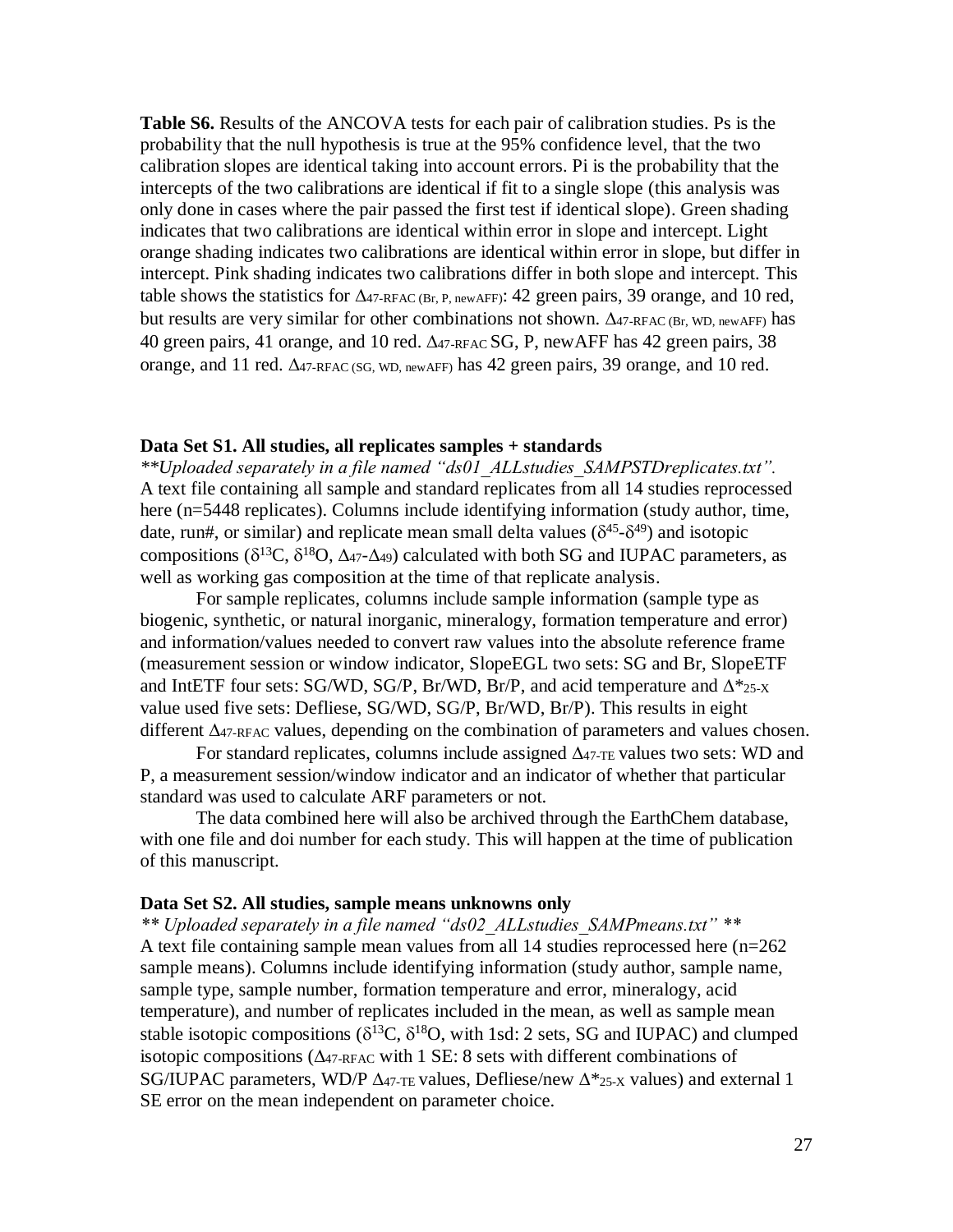**Table S6.** Results of the ANCOVA tests for each pair of calibration studies. Ps is the probability that the null hypothesis is true at the 95% confidence level, that the two calibration slopes are identical taking into account errors. Pi is the probability that the intercepts of the two calibrations are identical if fit to a single slope (this analysis was only done in cases where the pair passed the first test if identical slope). Green shading indicates that two calibrations are identical within error in slope and intercept. Light orange shading indicates two calibrations are identical within error in slope, but differ in intercept. Pink shading indicates two calibrations differ in both slope and intercept. This table shows the statistics for $\Delta_{47\text{-RFAC (Br, P, newAFF)}}$: 42 green pairs, 39 orange, and 10 red, but results are very similar for other combinations not shown. $\Delta_{47\text{-RFAC (Br, WD, newAFF)}}$ has 40 green pairs, 41 orange, and 10 red. $\Delta_{47\text{-RFAC}}$ SG, P, newAFF has 42 green pairs, 38 orange, and 11 red. $\Delta_{47\text{-RFAC (SG, WD, newAFF)}}$ has 42 green pairs, 39 orange, and 10 red.

**Data Set S1. All studies, all replicates samples + standards**

*\*\*Uploaded separately in a file named "ds01_ALLstudies_SAMPSTDreplicates.txt".*
A text file containing all sample and standard replicates from all 14 studies reprocessed here (n=5448 replicates). Columns include identifying information (study author, time, date, run#, or similar) and replicate mean small delta values ($\delta^{45}$-$\delta^{49}$) and isotopic compositions ($\delta^{13}C$, $\delta^{18}O$, $\Delta_{47}$-$\Delta_{49}$) calculated with both SG and IUPAC parameters, as well as working gas composition at the time of that replicate analysis.

For sample replicates, columns include sample information (sample type as biogenic, synthetic, or natural inorganic, mineralogy, formation temperature and error) and information/values needed to convert raw values into the absolute reference frame (measurement session or window indicator, SlopeEGL two sets: SG and Br, SlopeETF and IntETF four sets: SG/WD, SG/P, Br/WD, Br/P, and acid temperature and $\Delta^*_{25\text{-X}}$ value used five sets: Defliese, SG/WD, SG/P, Br/WD, Br/P). This results in eight different $\Delta_{47\text{-RFAC}}$ values, depending on the combination of parameters and values chosen.

For standard replicates, columns include assigned $\Delta_{47\text{-TE}}$ values two sets: WD and P, a measurement session/window indicator and an indicator of whether that particular standard was used to calculate ARF parameters or not.

The data combined here will also be archived through the EarthChem database, with one file and doi number for each study. This will happen at the time of publication of this manuscript.

**Data Set S2. All studies, sample means unknowns only**

*\*\* Uploaded separately in a file named "ds02_ALLstudies_SAMPmeans.txt" \*\**
A text file containing sample mean values from all 14 studies reprocessed here (n=262 sample means). Columns include identifying information (study author, sample name, sample type, sample number, formation temperature and error, mineralogy, acid temperature), and number of replicates included in the mean, as well as sample mean stable isotopic compositions ($\delta^{13}C$, $\delta^{18}O$, with 1sd: 2 sets, SG and IUPAC) and clumped isotopic compositions ($\Delta_{47\text{-RFAC}}$ with 1 SE: 8 sets with different combinations of SG/IUPAC parameters, WD/P $\Delta_{47\text{-TE}}$ values, Defliese/new $\Delta^*_{25\text{-X}}$ values) and external 1 SE error on the mean independent on parameter choice.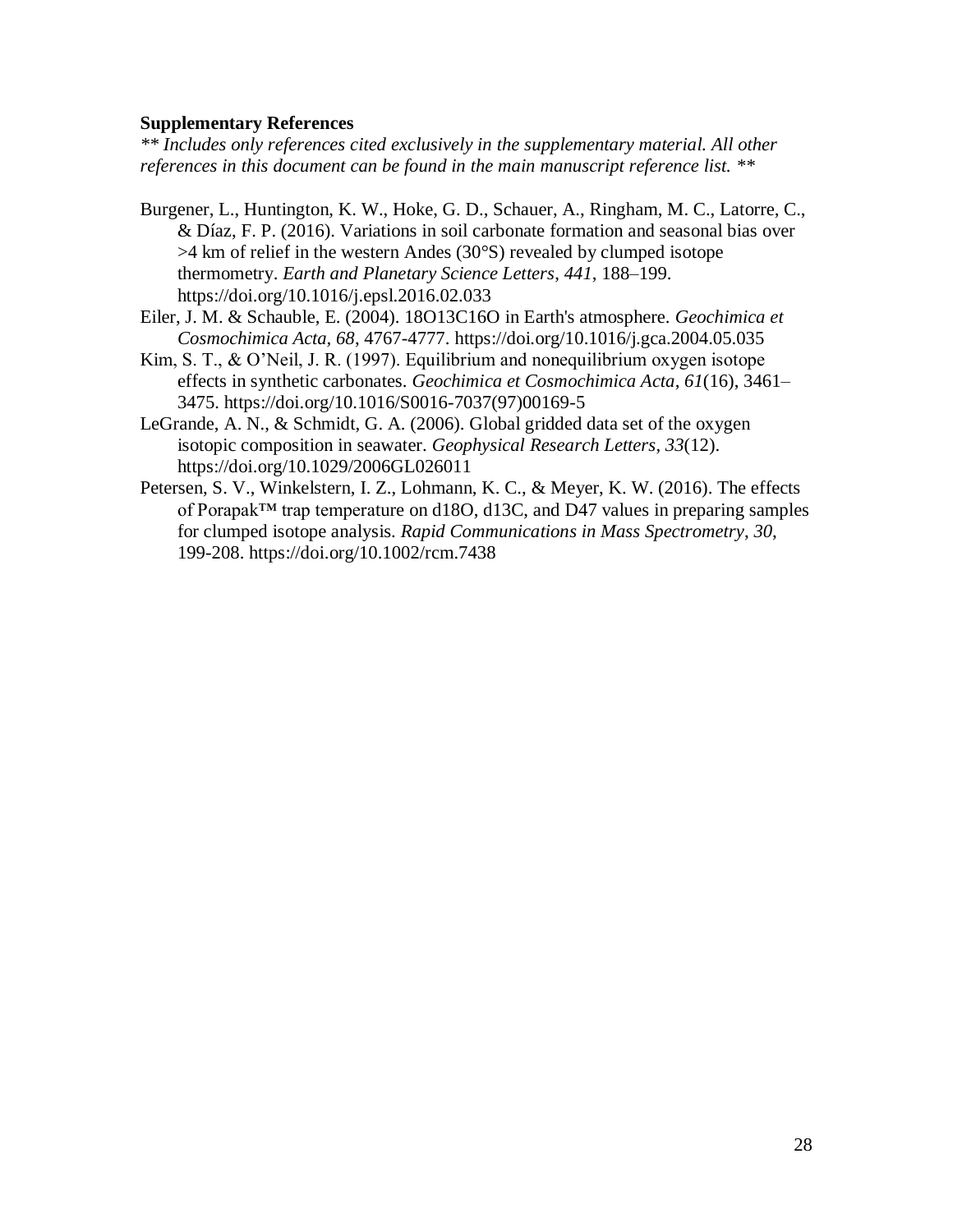**Supplementary References**

*\*\* Includes only references cited exclusively in the supplementary material. All other references in this document can be found in the main manuscript reference list. \*\**

Burgener, L., Huntington, K. W., Hoke, G. D., Schauer, A., Ringham, M. C., Latorre, C., & Díaz, F. P. (2016). Variations in soil carbonate formation and seasonal bias over >4 km of relief in the western Andes (30°S) revealed by clumped isotope thermometry. *Earth and Planetary Science Letters*, *441*, 188–199. https://doi.org/10.1016/j.epsl.2016.02.033

Eiler, J. M. & Schauble, E. (2004). 18O13C16O in Earth's atmosphere. *Geochimica et Cosmochimica Acta, 68*, 4767-4777. https://doi.org/10.1016/j.gca.2004.05.035

Kim, S. T., & O'Neil, J. R. (1997). Equilibrium and nonequilibrium oxygen isotope effects in synthetic carbonates. *Geochimica et Cosmochimica Acta*, *61*(16), 3461–3475. https://doi.org/10.1016/S0016-7037(97)00169-5

LeGrande, A. N., & Schmidt, G. A. (2006). Global gridded data set of the oxygen isotopic composition in seawater. *Geophysical Research Letters*, *33*(12). https://doi.org/10.1029/2006GL026011

Petersen, S. V., Winkelstern, I. Z., Lohmann, K. C., & Meyer, K. W. (2016). The effects of Porapak™ trap temperature on d18O, d13C, and D47 values in preparing samples for clumped isotope analysis. *Rapid Communications in Mass Spectrometry*, *30*, 199-208. https://doi.org/10.1002/rcm.7438